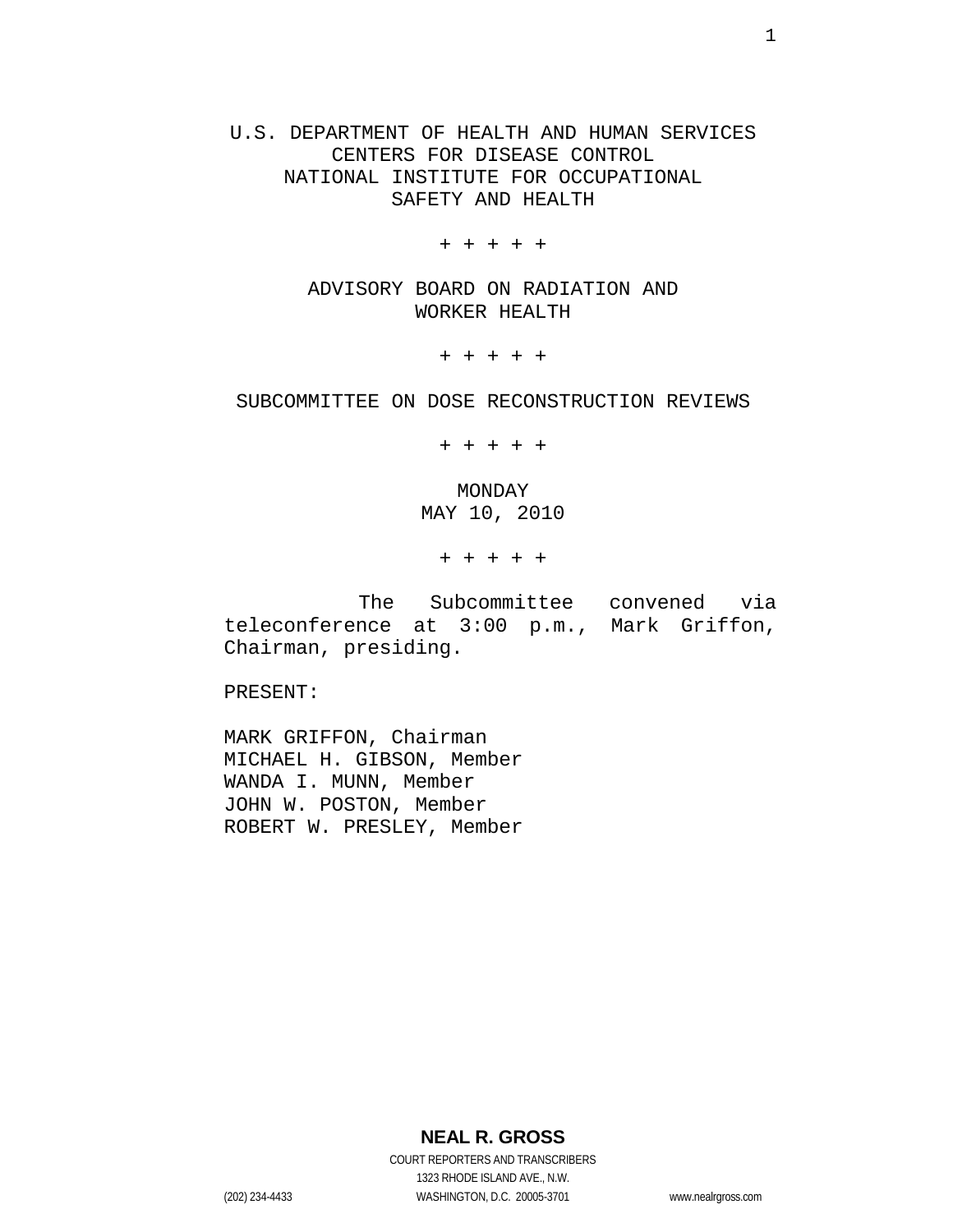U.S. DEPARTMENT OF HEALTH AND HUMAN SERVICES
CENTERS FOR DISEASE CONTROL
NATIONAL INSTITUTE FOR OCCUPATIONAL
SAFETY AND HEALTH

+ + + + +

ADVISORY BOARD ON RADIATION AND
WORKER HEALTH

+ + + + +

SUBCOMMITTEE ON DOSE RECONSTRUCTION REVIEWS

+ + + + +

MONDAY
MAY 10, 2010

+ + + + +

The Subcommittee convened via teleconference at 3:00 p.m., Mark Griffon, Chairman, presiding.

PRESENT:

MARK GRIFFON, Chairman
MICHAEL H. GIBSON, Member
WANDA I. MUNN, Member
JOHN W. POSTON, Member
ROBERT W. PRESLEY, Member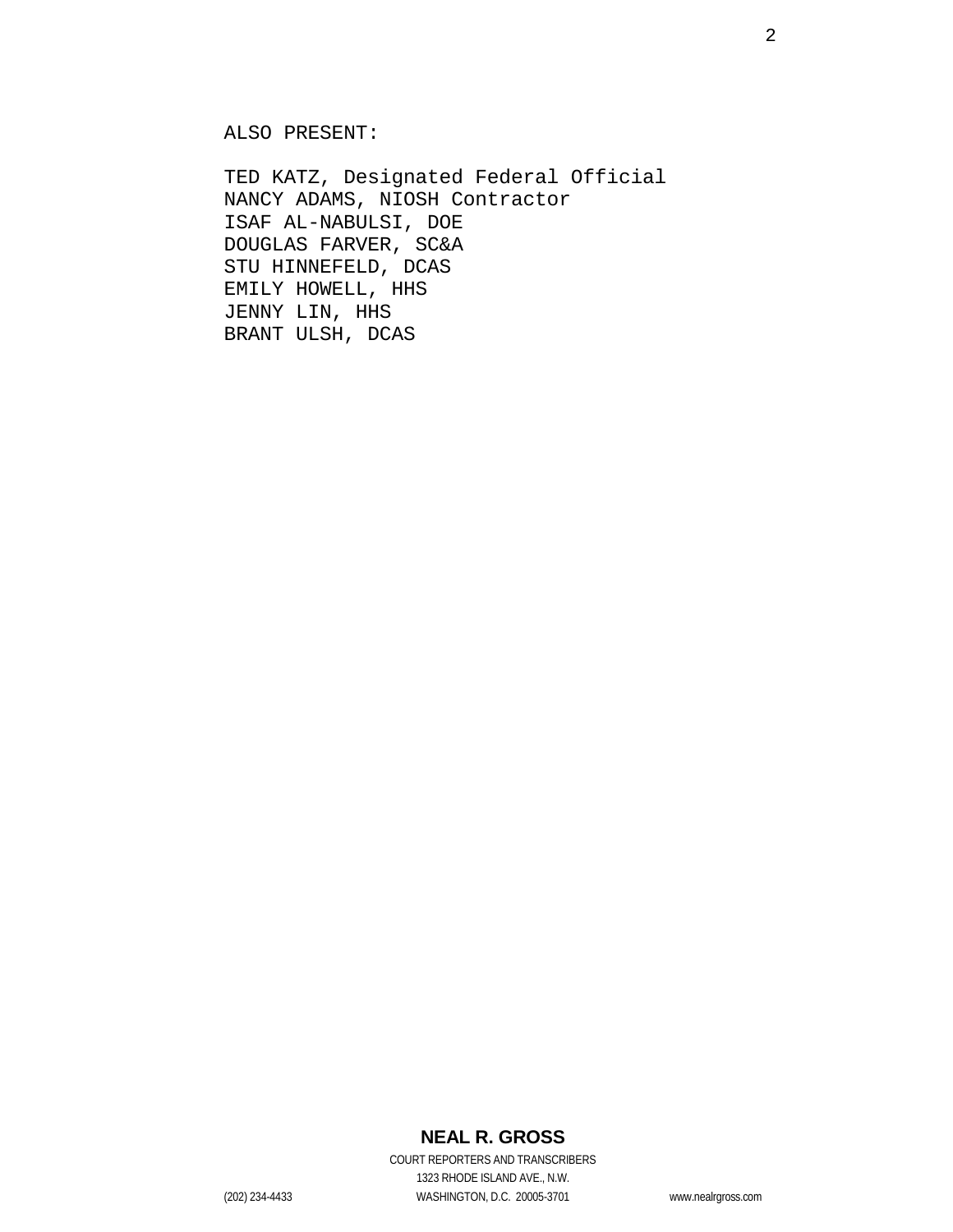ALSO PRESENT:

TED KATZ, Designated Federal Official
NANCY ADAMS, NIOSH Contractor
ISAF AL-NABULSI, DOE
DOUGLAS FARVER, SC&A
STU HINNEFELD, DCAS
EMILY HOWELL, HHS
JENNY LIN, HHS
BRANT ULSH, DCAS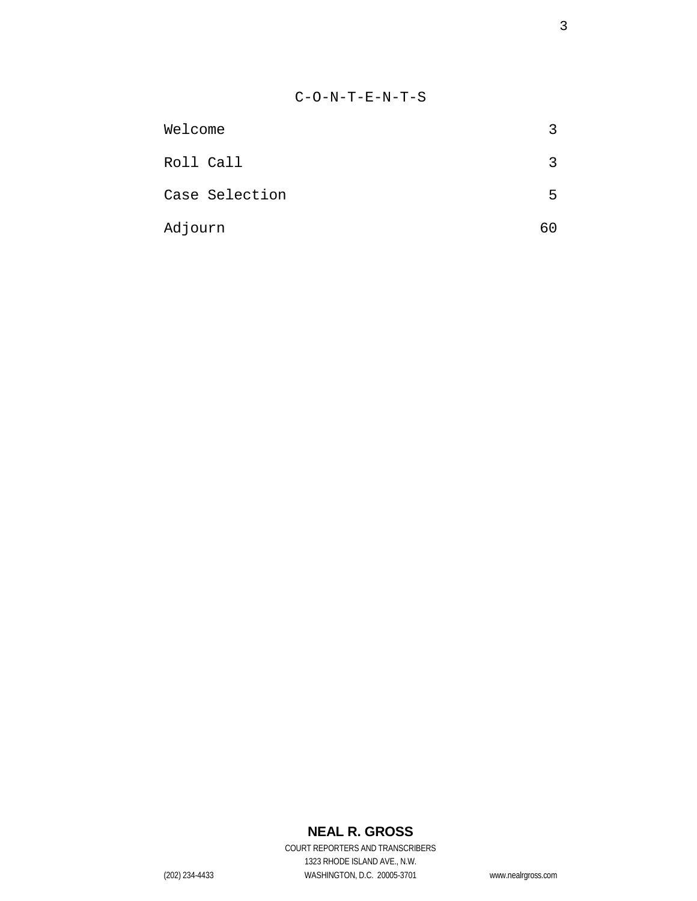# C-O-N-T-E-N-T-S

| | |
|---|---|
| Welcome | 3 |
| Roll Call | 3 |
| Case Selection | 5 |
| Adjourn | 60 |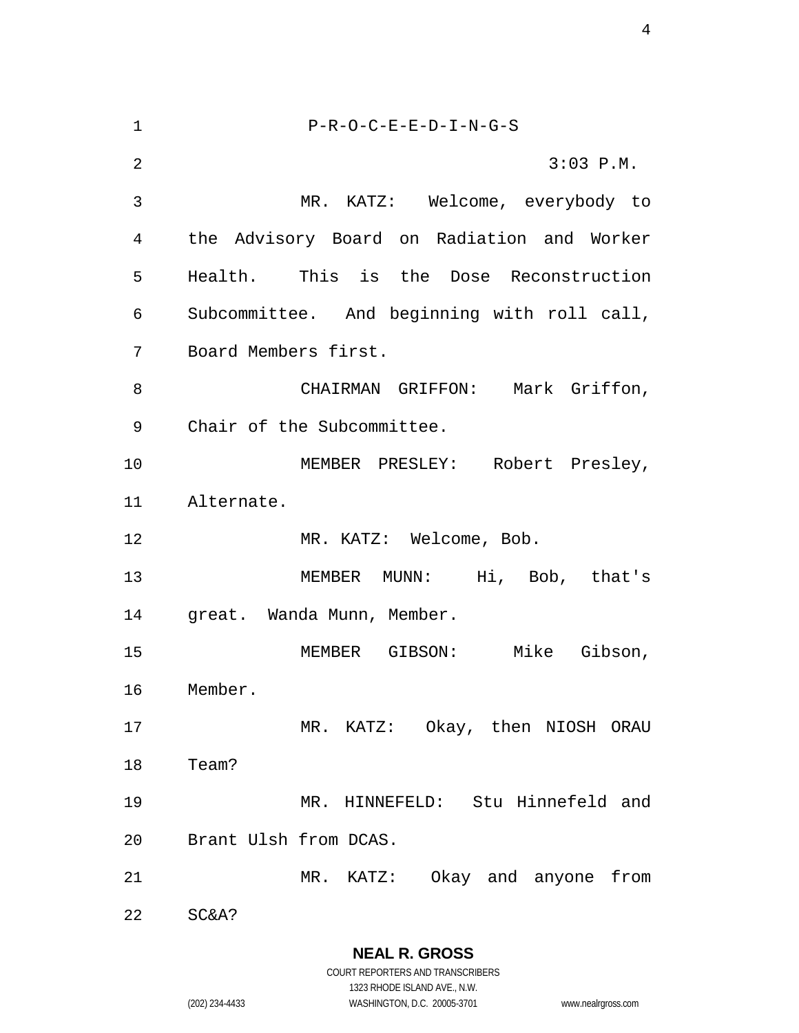P-R-O-C-E-E-D-I-N-G-S

3:03 P.M.

MR. KATZ: Welcome, everybody to the Advisory Board on Radiation and Worker Health. This is the Dose Reconstruction Subcommittee. And beginning with roll call, Board Members first.

CHAIRMAN GRIFFON: Mark Griffon, Chair of the Subcommittee.

MEMBER PRESLEY: Robert Presley, Alternate.

MR. KATZ: Welcome, Bob.

MEMBER MUNN: Hi, Bob, that's great. Wanda Munn, Member.

MEMBER GIBSON: Mike Gibson, Member.

MR. KATZ: Okay, then NIOSH ORAU Team?

MR. HINNEFELD: Stu Hinnefeld and Brant Ulsh from DCAS.

MR. KATZ: Okay and anyone from SC&A?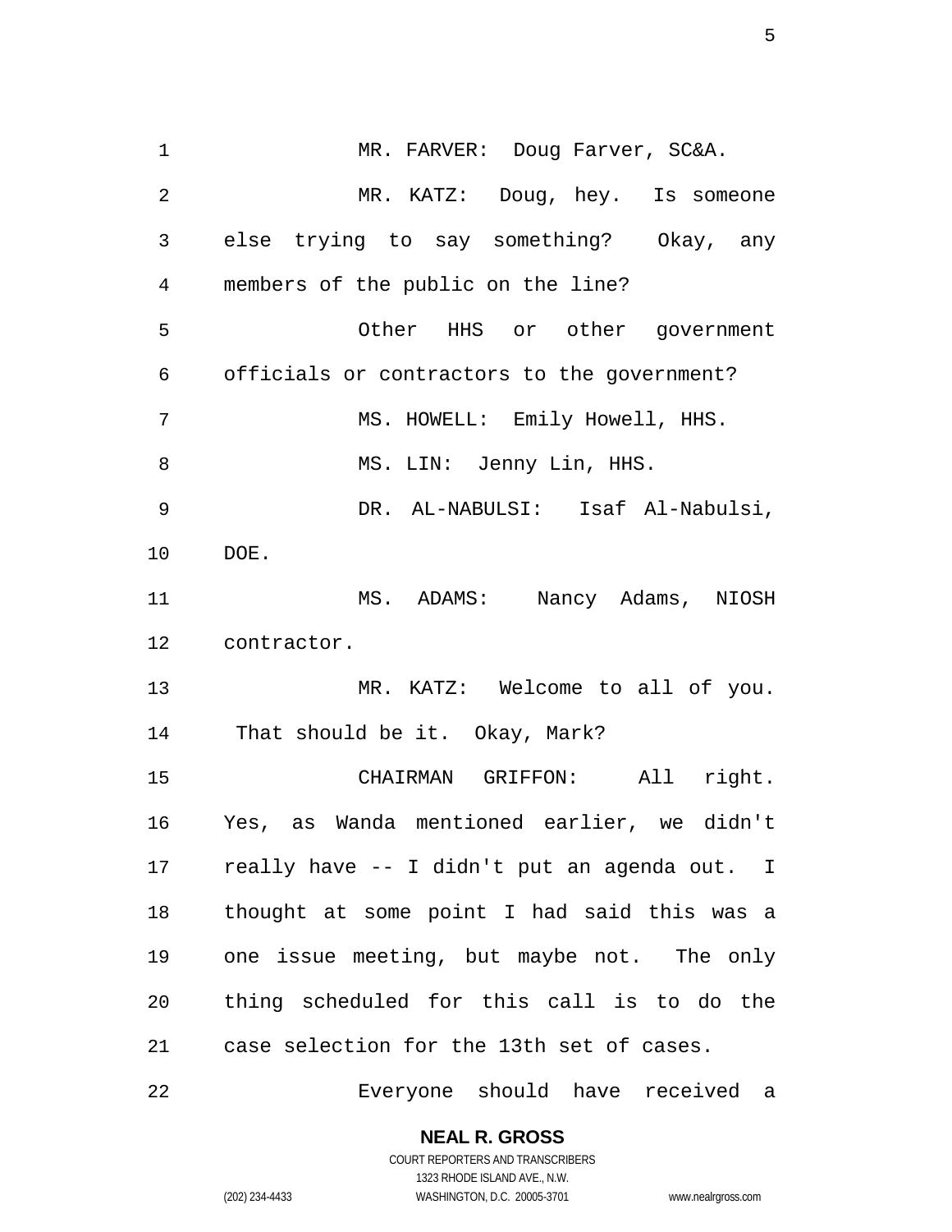MR. FARVER: Doug Farver, SC&A.

MR. KATZ: Doug, hey. Is someone else trying to say something? Okay, any members of the public on the line?

Other HHS or other government officials or contractors to the government?

MS. HOWELL: Emily Howell, HHS.

MS. LIN: Jenny Lin, HHS.

DR. AL-NABULSI: Isaf Al-Nabulsi, DOE.

MS. ADAMS: Nancy Adams, NIOSH contractor.

MR. KATZ: Welcome to all of you. That should be it. Okay, Mark?

CHAIRMAN GRIFFON: All right. Yes, as Wanda mentioned earlier, we didn't really have -- I didn't put an agenda out. I thought at some point I had said this was a one issue meeting, but maybe not. The only thing scheduled for this call is to do the case selection for the 13th set of cases.

Everyone should have received a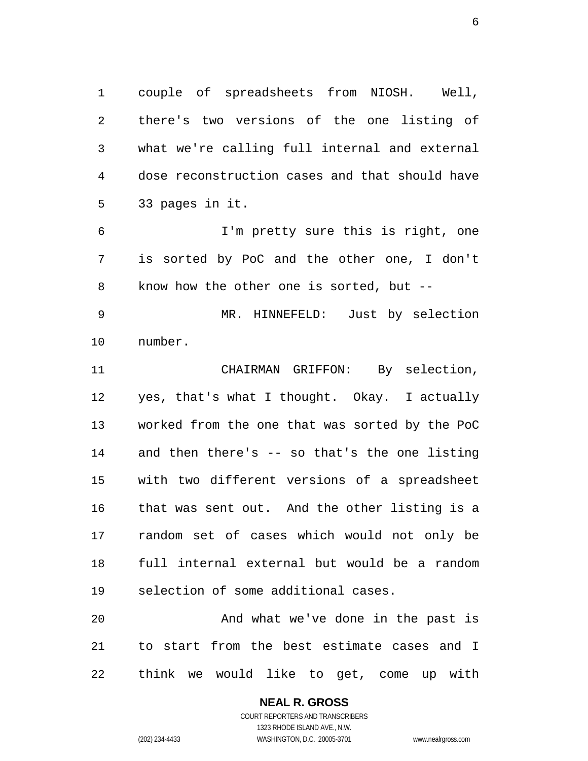couple of spreadsheets from NIOSH. Well, there's two versions of the one listing of what we're calling full internal and external dose reconstruction cases and that should have 33 pages in it.

I'm pretty sure this is right, one is sorted by PoC and the other one, I don't know how the other one is sorted, but --

MR. HINNEFELD: Just by selection number.

CHAIRMAN GRIFFON: By selection, yes, that's what I thought. Okay. I actually worked from the one that was sorted by the PoC and then there's -- so that's the one listing with two different versions of a spreadsheet that was sent out. And the other listing is a random set of cases which would not only be full internal external but would be a random selection of some additional cases.

And what we've done in the past is to start from the best estimate cases and I think we would like to get, come up with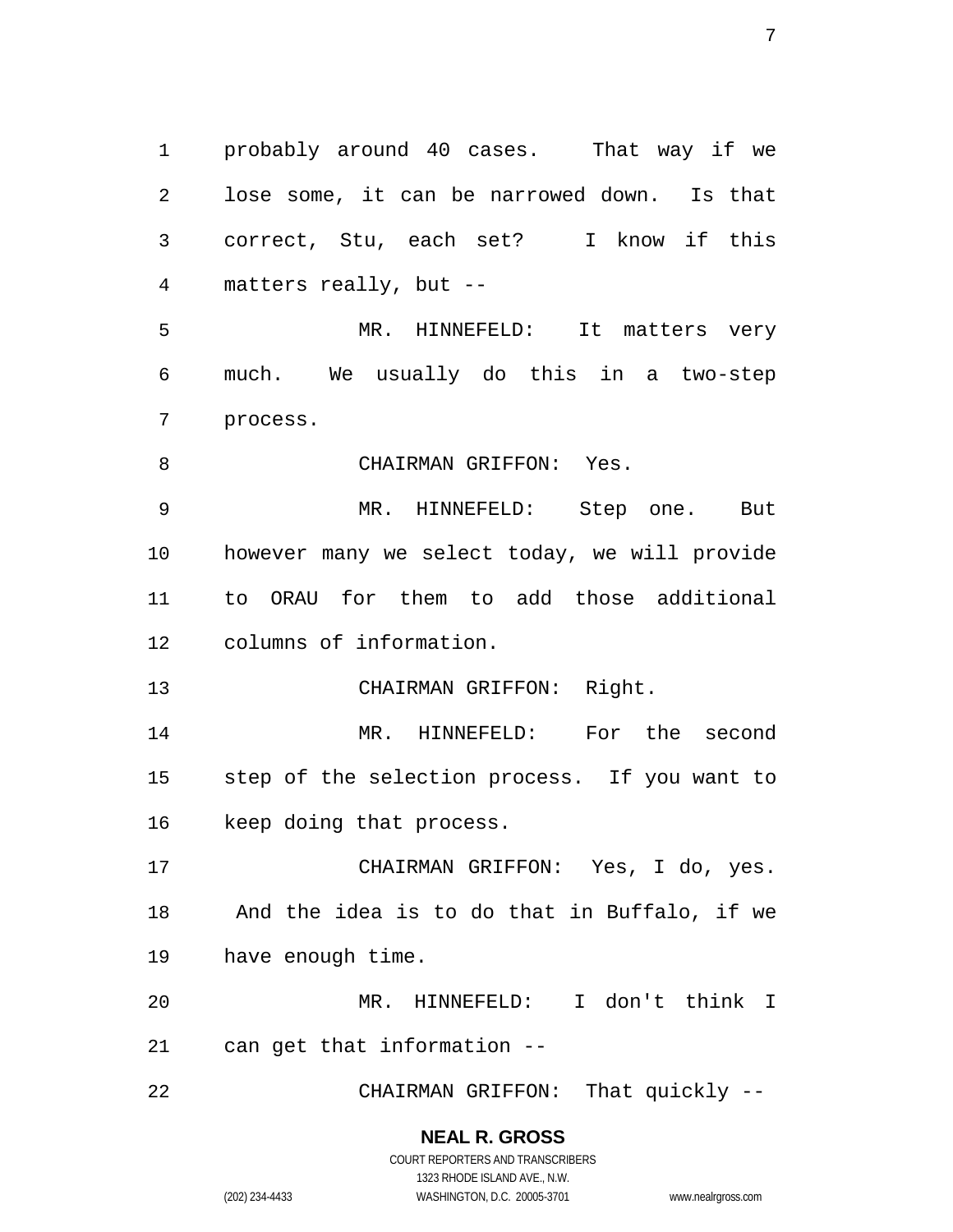probably around 40 cases. That way if we lose some, it can be narrowed down. Is that correct, Stu, each set? I know if this matters really, but --

MR. HINNEFELD: It matters very much. We usually do this in a two-step process.

CHAIRMAN GRIFFON: Yes.

MR. HINNEFELD: Step one. But however many we select today, we will provide to ORAU for them to add those additional columns of information.

CHAIRMAN GRIFFON: Right.

MR. HINNEFELD: For the second step of the selection process. If you want to keep doing that process.

CHAIRMAN GRIFFON: Yes, I do, yes. And the idea is to do that in Buffalo, if we have enough time.

MR. HINNEFELD: I don't think I can get that information --

CHAIRMAN GRIFFON: That quickly --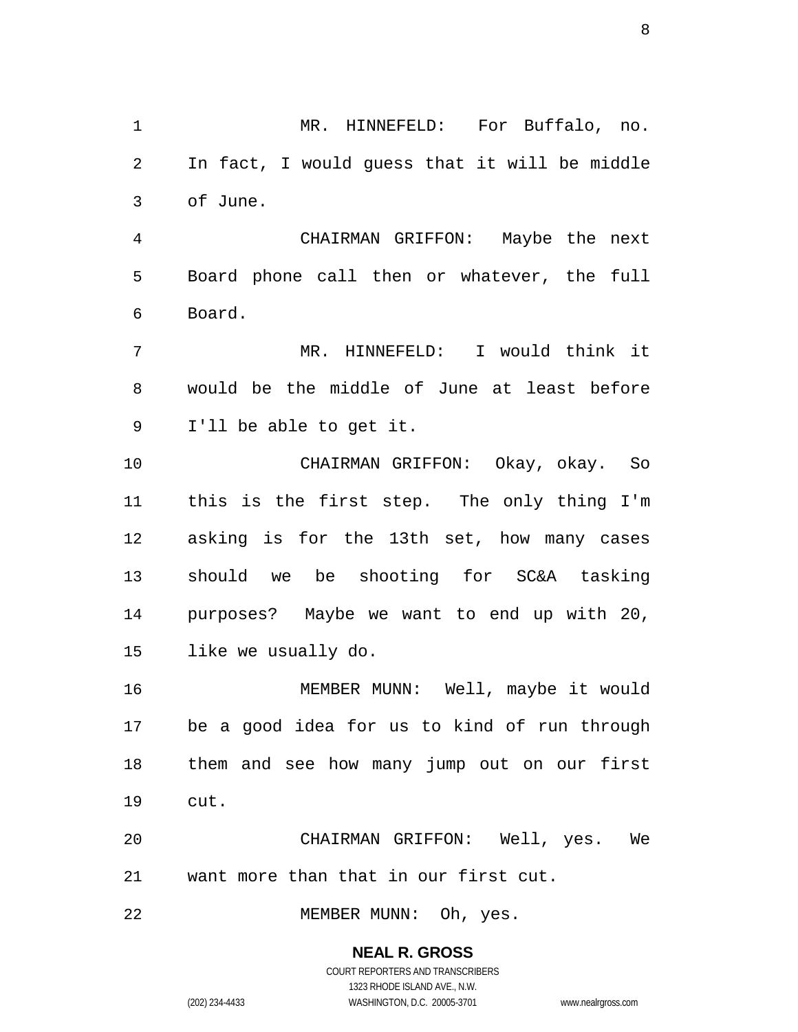MR. HINNEFELD: For Buffalo, no. In fact, I would guess that it will be middle of June.

CHAIRMAN GRIFFON: Maybe the next Board phone call then or whatever, the full Board.

MR. HINNEFELD: I would think it would be the middle of June at least before I'll be able to get it.

CHAIRMAN GRIFFON: Okay, okay. So this is the first step. The only thing I'm asking is for the 13th set, how many cases should we be shooting for SC&A tasking purposes? Maybe we want to end up with 20, like we usually do.

MEMBER MUNN: Well, maybe it would be a good idea for us to kind of run through them and see how many jump out on our first cut.

CHAIRMAN GRIFFON: Well, yes. We want more than that in our first cut.

MEMBER MUNN: Oh, yes.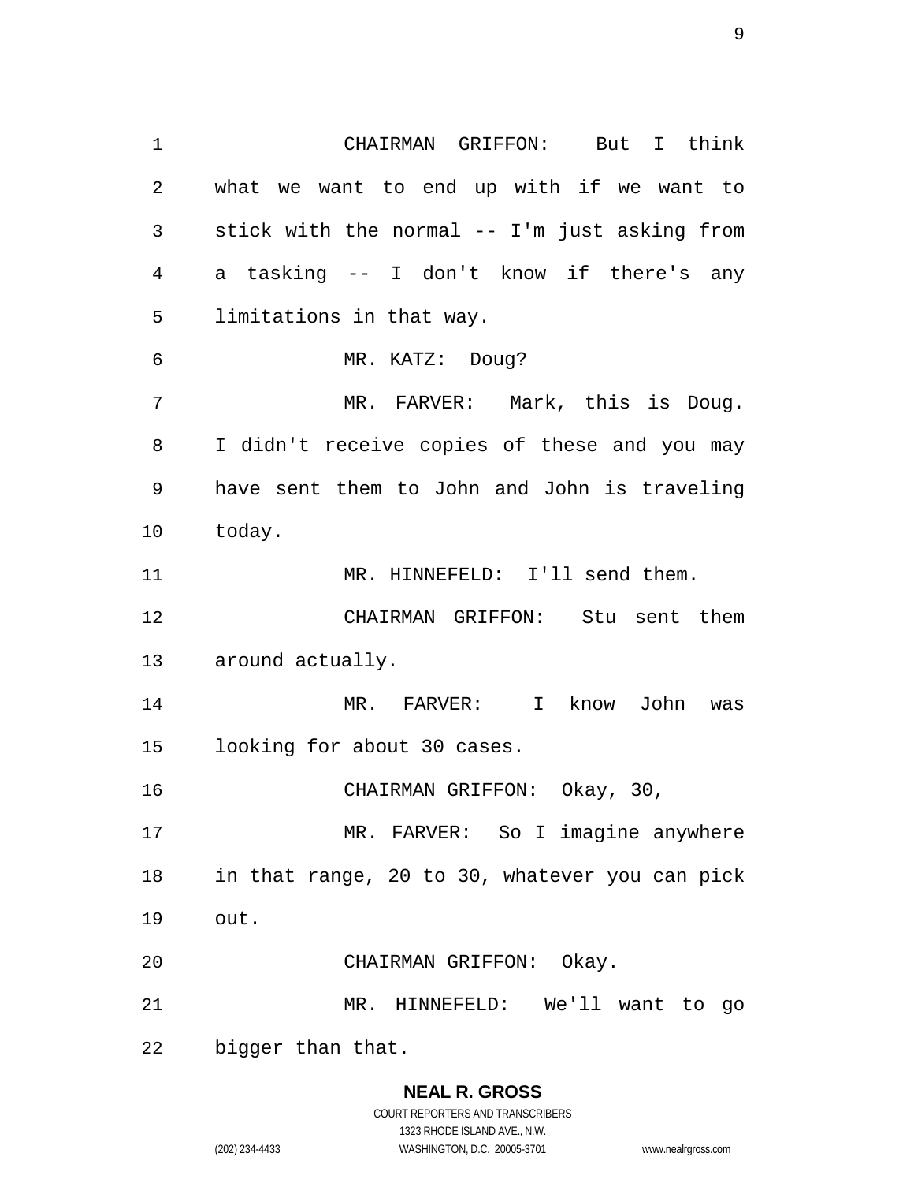CHAIRMAN GRIFFON: But I think what we want to end up with if we want to stick with the normal -- I'm just asking from a tasking -- I don't know if there's any limitations in that way.

MR. KATZ: Doug?

MR. FARVER: Mark, this is Doug. I didn't receive copies of these and you may have sent them to John and John is traveling today.

MR. HINNEFELD: I'll send them.

CHAIRMAN GRIFFON: Stu sent them around actually.

MR. FARVER: I know John was looking for about 30 cases.

CHAIRMAN GRIFFON: Okay, 30,

MR. FARVER: So I imagine anywhere in that range, 20 to 30, whatever you can pick out.

CHAIRMAN GRIFFON: Okay.

MR. HINNEFELD: We'll want to go bigger than that.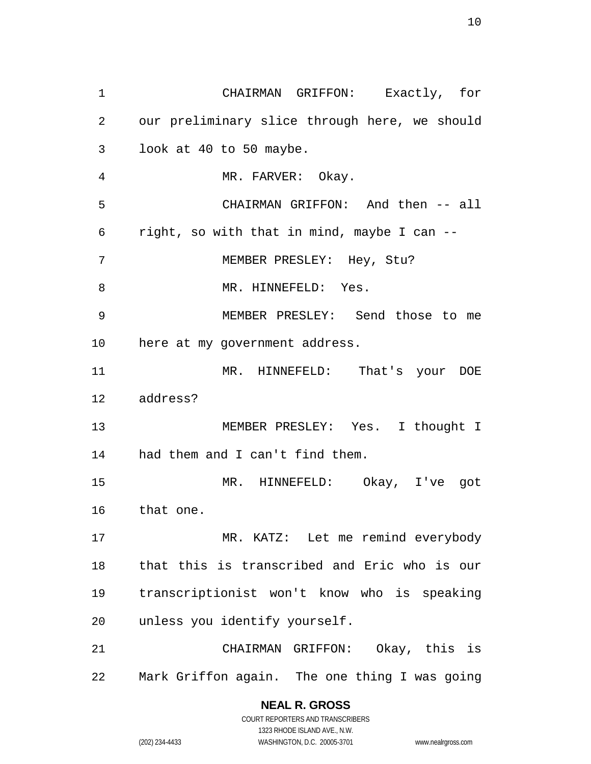CHAIRMAN GRIFFON: Exactly, for our preliminary slice through here, we should look at 40 to 50 maybe.

MR. FARVER: Okay.

CHAIRMAN GRIFFON: And then -- all right, so with that in mind, maybe I can --

MEMBER PRESLEY: Hey, Stu?

MR. HINNEFELD: Yes.

MEMBER PRESLEY: Send those to me here at my government address.

MR. HINNEFELD: That's your DOE address?

MEMBER PRESLEY: Yes. I thought I had them and I can't find them.

MR. HINNEFELD: Okay, I've got that one.

MR. KATZ: Let me remind everybody that this is transcribed and Eric who is our transcriptionist won't know who is speaking unless you identify yourself.

CHAIRMAN GRIFFON: Okay, this is Mark Griffon again. The one thing I was going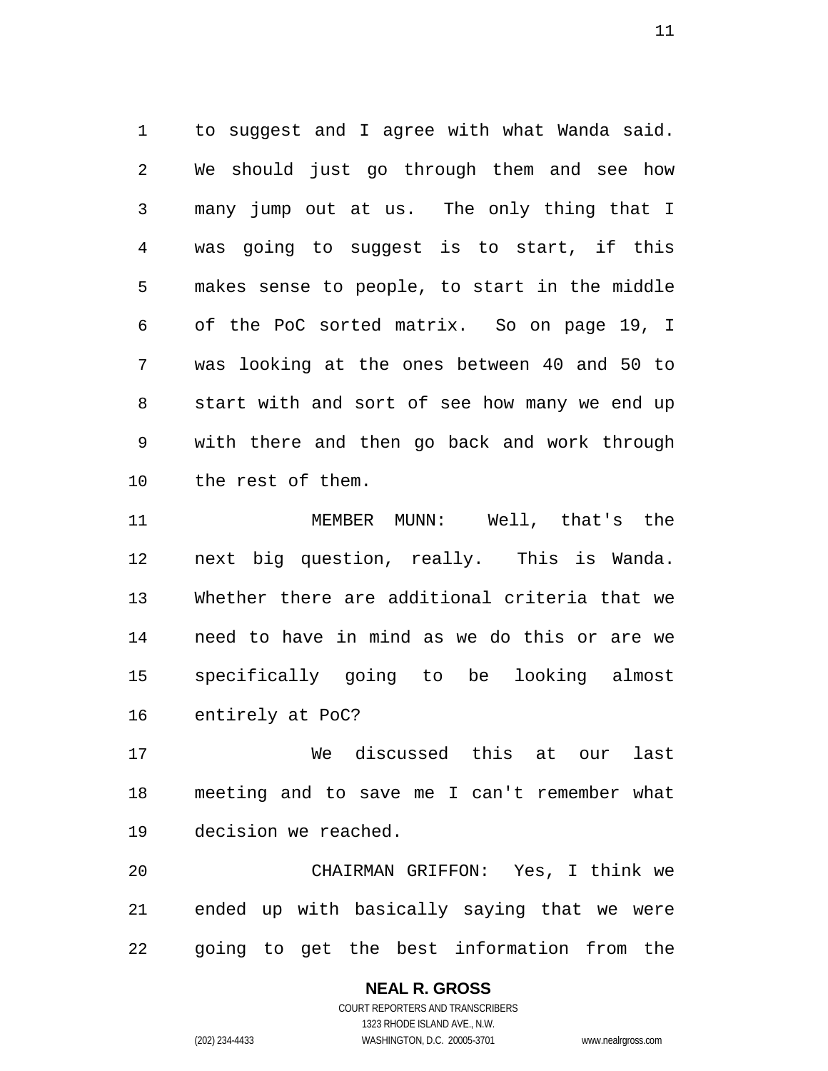to suggest and I agree with what Wanda said. We should just go through them and see how many jump out at us. The only thing that I was going to suggest is to start, if this makes sense to people, to start in the middle of the PoC sorted matrix. So on page 19, I was looking at the ones between 40 and 50 to start with and sort of see how many we end up with there and then go back and work through the rest of them.

MEMBER MUNN: Well, that's the next big question, really. This is Wanda. Whether there are additional criteria that we need to have in mind as we do this or are we specifically going to be looking almost entirely at PoC?

We discussed this at our last meeting and to save me I can't remember what decision we reached.

CHAIRMAN GRIFFON: Yes, I think we ended up with basically saying that we were going to get the best information from the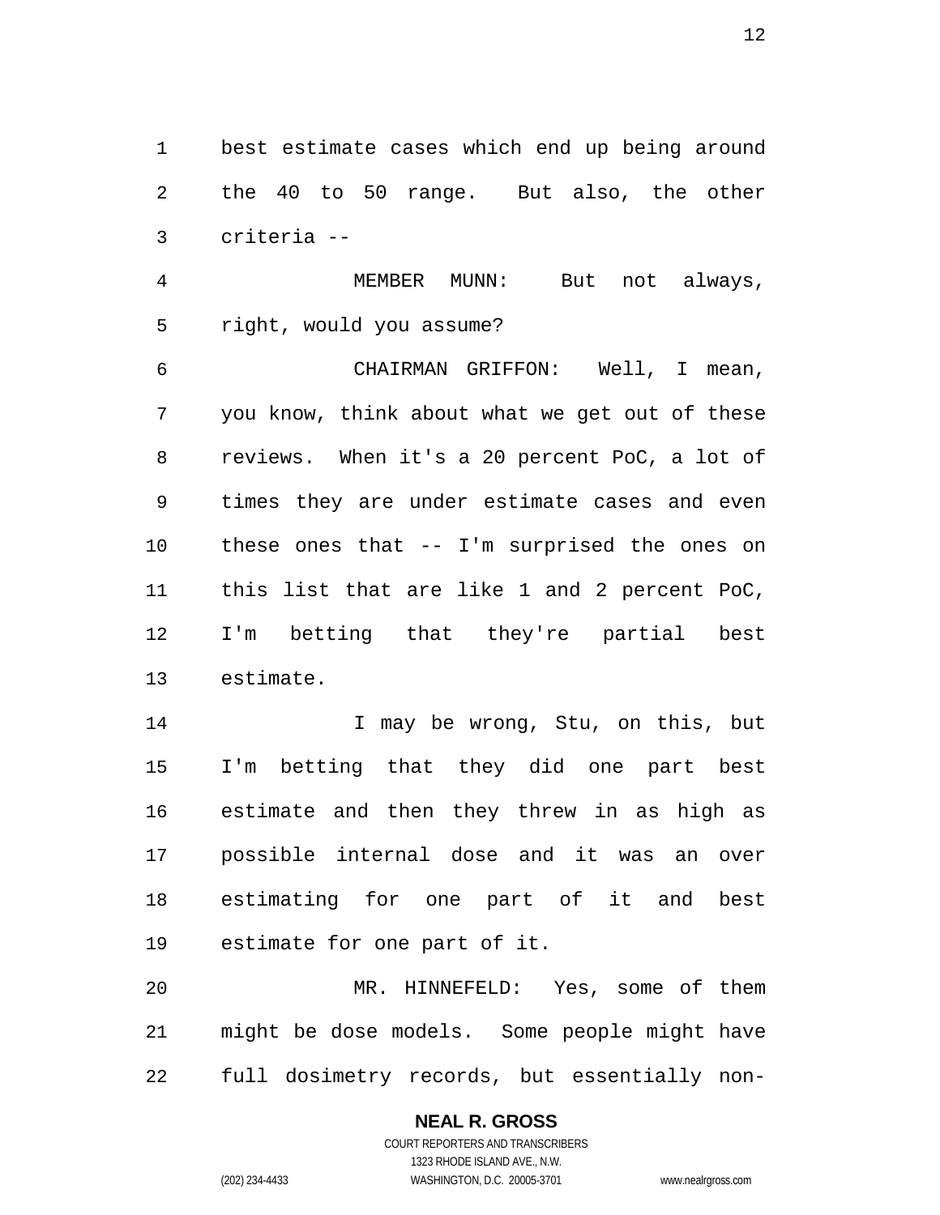best estimate cases which end up being around the 40 to 50 range. But also, the other criteria --

MEMBER MUNN: But not always, right, would you assume?

CHAIRMAN GRIFFON: Well, I mean, you know, think about what we get out of these reviews. When it's a 20 percent PoC, a lot of times they are under estimate cases and even these ones that -- I'm surprised the ones on this list that are like 1 and 2 percent PoC, I'm betting that they're partial best estimate.

I may be wrong, Stu, on this, but I'm betting that they did one part best estimate and then they threw in as high as possible internal dose and it was an over estimating for one part of it and best estimate for one part of it.

MR. HINNEFELD: Yes, some of them might be dose models. Some people might have full dosimetry records, but essentially non-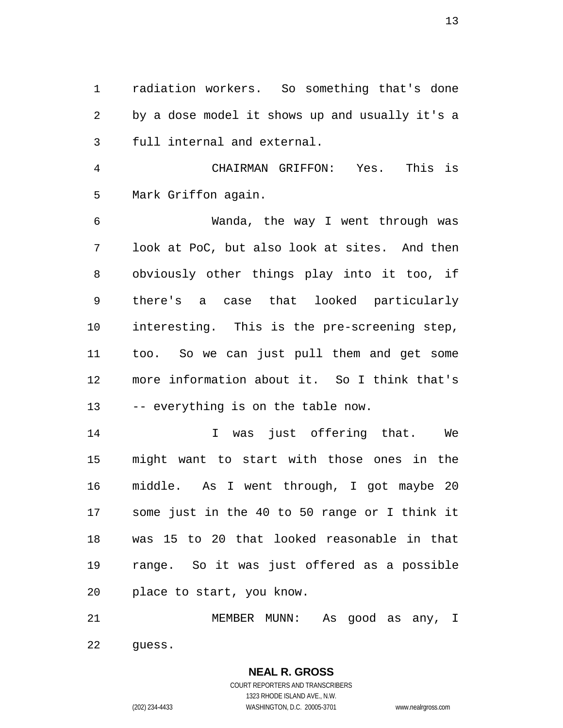radiation workers. So something that's done by a dose model it shows up and usually it's a full internal and external.

CHAIRMAN GRIFFON: Yes. This is Mark Griffon again.

Wanda, the way I went through was look at PoC, but also look at sites. And then obviously other things play into it too, if there's a case that looked particularly interesting. This is the pre-screening step, too. So we can just pull them and get some more information about it. So I think that's -- everything is on the table now.

I was just offering that. We might want to start with those ones in the middle. As I went through, I got maybe 20 some just in the 40 to 50 range or I think it was 15 to 20 that looked reasonable in that range. So it was just offered as a possible place to start, you know.

MEMBER MUNN: As good as any, I guess.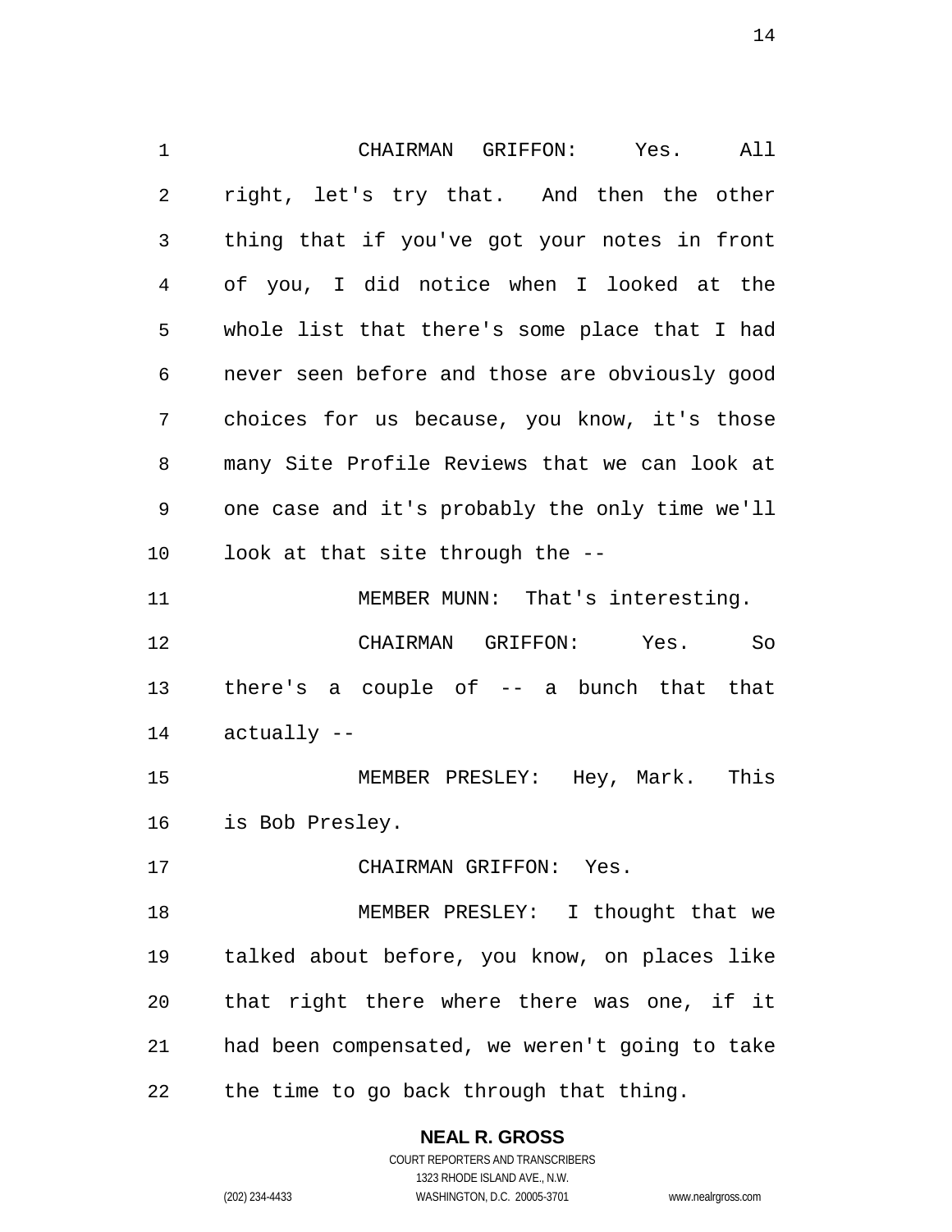CHAIRMAN GRIFFON: Yes. All right, let's try that. And then the other thing that if you've got your notes in front of you, I did notice when I looked at the whole list that there's some place that I had never seen before and those are obviously good choices for us because, you know, it's those many Site Profile Reviews that we can look at one case and it's probably the only time we'll look at that site through the --

MEMBER MUNN: That's interesting.

CHAIRMAN GRIFFON: Yes. So there's a couple of -- a bunch that that actually --

MEMBER PRESLEY: Hey, Mark. This is Bob Presley.

CHAIRMAN GRIFFON: Yes.

MEMBER PRESLEY: I thought that we talked about before, you know, on places like that right there where there was one, if it had been compensated, we weren't going to take the time to go back through that thing.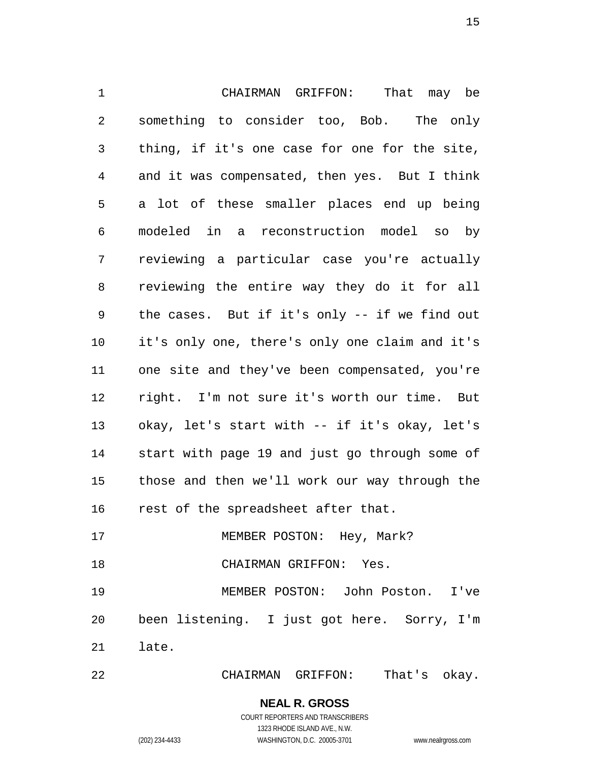CHAIRMAN GRIFFON: That may be something to consider too, Bob. The only thing, if it's one case for one for the site, and it was compensated, then yes. But I think a lot of these smaller places end up being modeled in a reconstruction model so by reviewing a particular case you're actually reviewing the entire way they do it for all the cases. But if it's only -- if we find out it's only one, there's only one claim and it's one site and they've been compensated, you're right. I'm not sure it's worth our time. But okay, let's start with -- if it's okay, let's start with page 19 and just go through some of those and then we'll work our way through the rest of the spreadsheet after that.

MEMBER POSTON: Hey, Mark?

CHAIRMAN GRIFFON: Yes.

MEMBER POSTON: John Poston. I've been listening. I just got here. Sorry, I'm late.

CHAIRMAN GRIFFON: That's okay.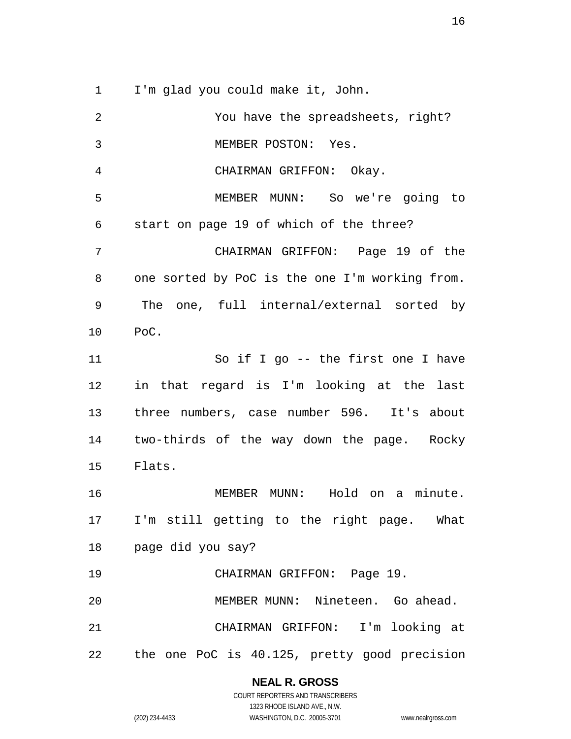I'm glad you could make it, John.

You have the spreadsheets, right?

MEMBER POSTON: Yes.

CHAIRMAN GRIFFON: Okay.

MEMBER MUNN: So we're going to start on page 19 of which of the three?

CHAIRMAN GRIFFON: Page 19 of the one sorted by PoC is the one I'm working from. The one, full internal/external sorted by PoC.

So if I go -- the first one I have in that regard is I'm looking at the last three numbers, case number 596. It's about two-thirds of the way down the page. Rocky Flats.

MEMBER MUNN: Hold on a minute. I'm still getting to the right page. What page did you say?

CHAIRMAN GRIFFON: Page 19.

MEMBER MUNN: Nineteen. Go ahead.

CHAIRMAN GRIFFON: I'm looking at the one PoC is 40.125, pretty good precision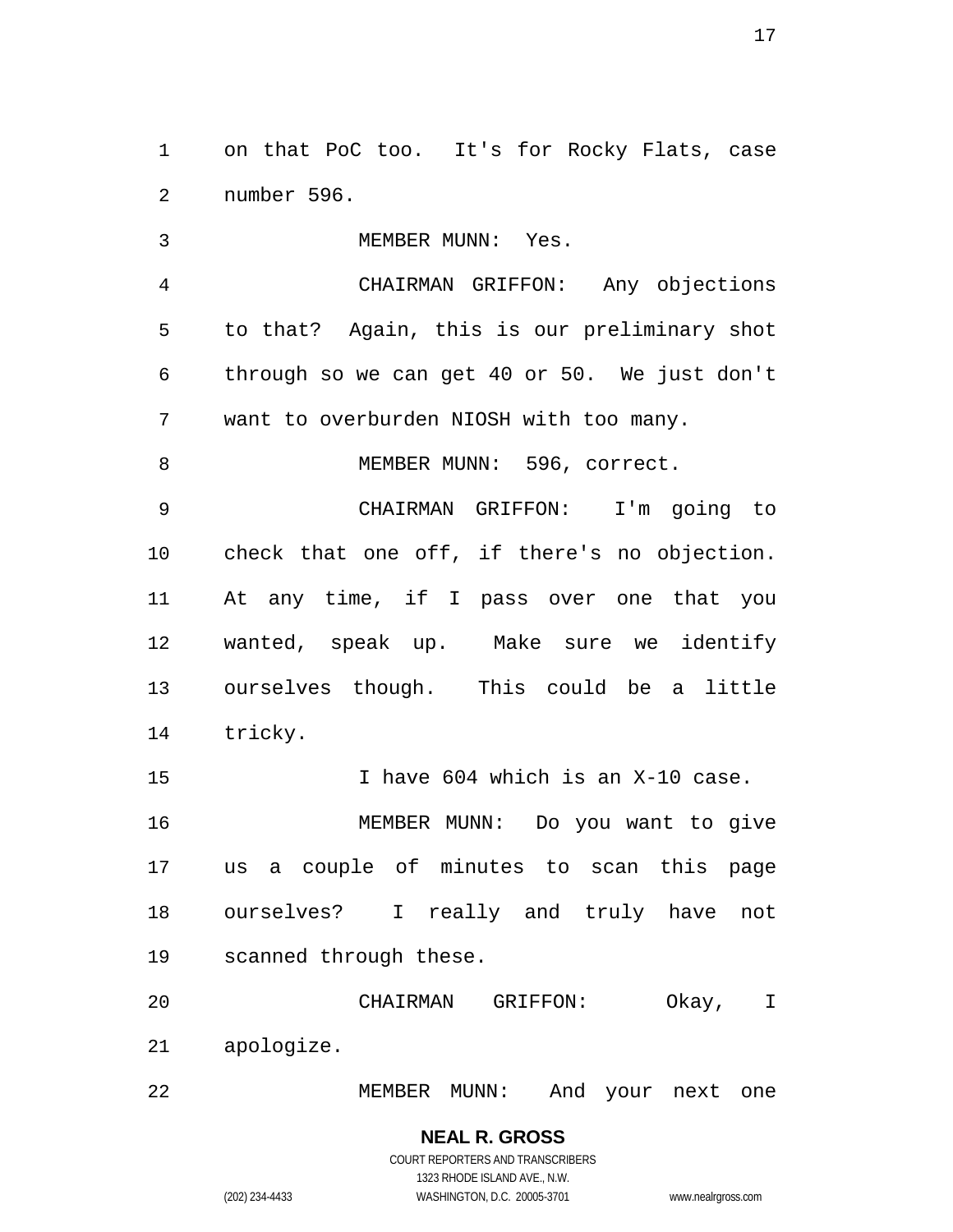on that PoC too. It's for Rocky Flats, case number 596.

MEMBER MUNN: Yes.

CHAIRMAN GRIFFON: Any objections to that? Again, this is our preliminary shot through so we can get 40 or 50. We just don't want to overburden NIOSH with too many.

MEMBER MUNN: 596, correct.

CHAIRMAN GRIFFON: I'm going to check that one off, if there's no objection. At any time, if I pass over one that you wanted, speak up. Make sure we identify ourselves though. This could be a little tricky.

I have 604 which is an X-10 case.

MEMBER MUNN: Do you want to give us a couple of minutes to scan this page ourselves? I really and truly have not scanned through these.

CHAIRMAN GRIFFON: Okay, I apologize.

MEMBER MUNN: And your next one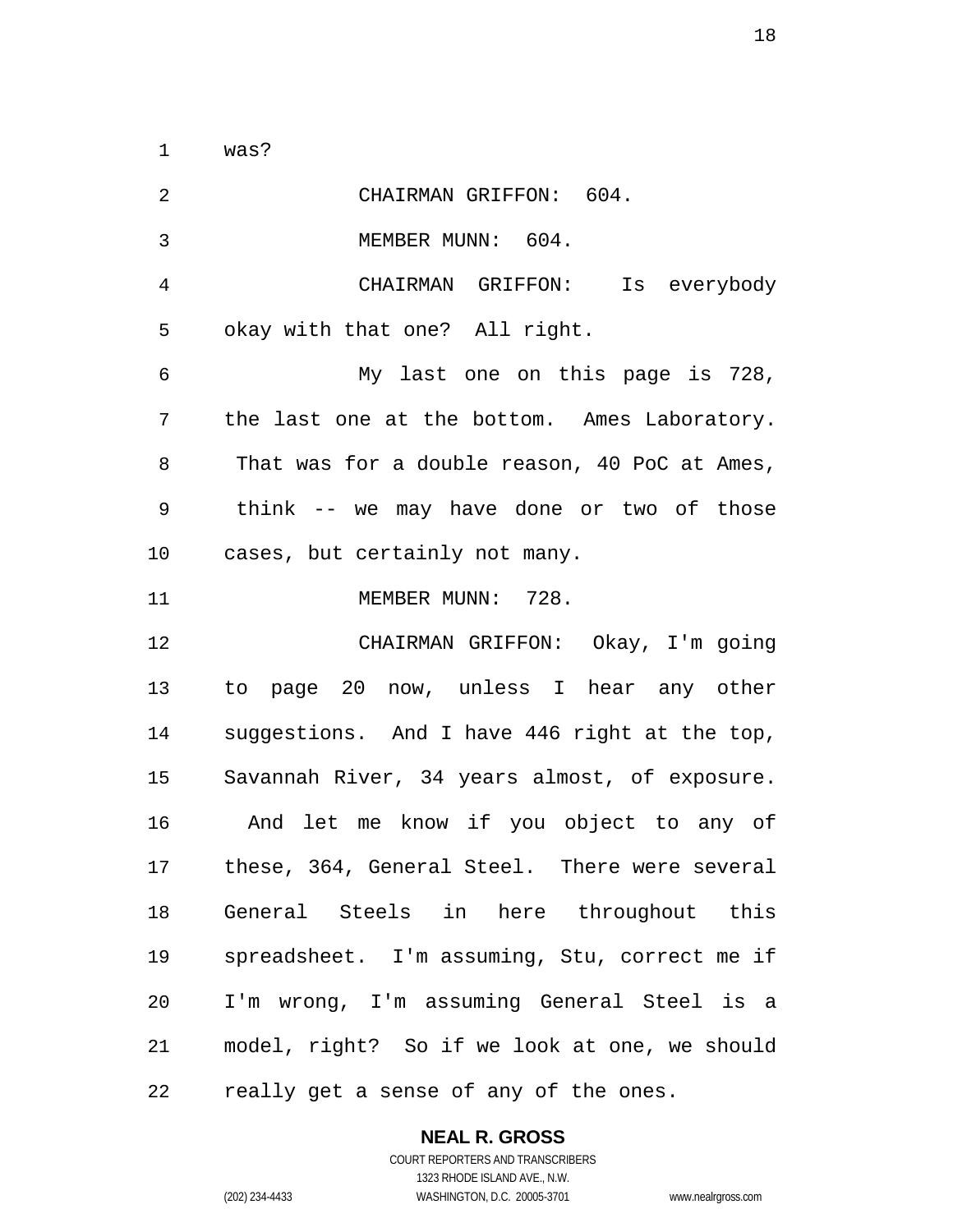was?

CHAIRMAN GRIFFON: 604.

MEMBER MUNN: 604.

CHAIRMAN GRIFFON: Is everybody okay with that one? All right.

My last one on this page is 728, the last one at the bottom. Ames Laboratory. That was for a double reason, 40 PoC at Ames, think -- we may have done or two of those cases, but certainly not many.

MEMBER MUNN: 728.

CHAIRMAN GRIFFON: Okay, I'm going to page 20 now, unless I hear any other suggestions. And I have 446 right at the top, Savannah River, 34 years almost, of exposure. And let me know if you object to any of these, 364, General Steel. There were several General Steels in here throughout this spreadsheet. I'm assuming, Stu, correct me if I'm wrong, I'm assuming General Steel is a model, right? So if we look at one, we should really get a sense of any of the ones.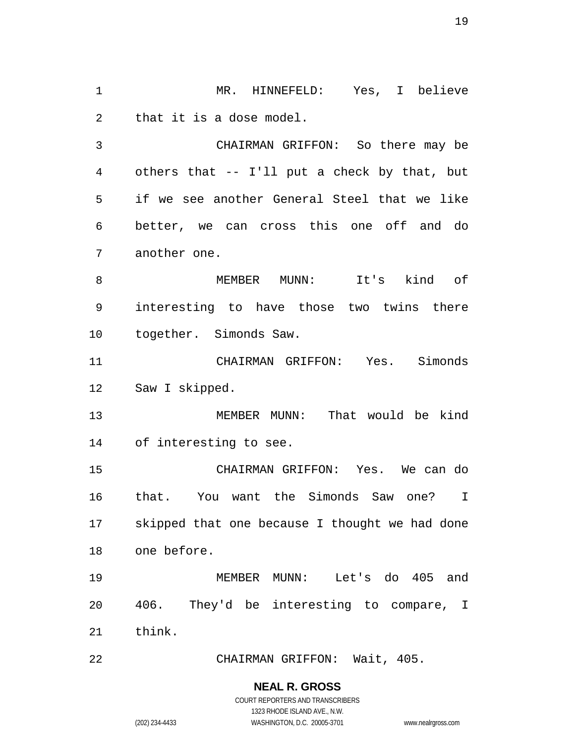MR. HINNEFELD: Yes, I believe that it is a dose model.

CHAIRMAN GRIFFON: So there may be others that -- I'll put a check by that, but if we see another General Steel that we like better, we can cross this one off and do another one.

MEMBER MUNN: It's kind of interesting to have those two twins there together. Simonds Saw.

CHAIRMAN GRIFFON: Yes. Simonds Saw I skipped.

MEMBER MUNN: That would be kind of interesting to see.

CHAIRMAN GRIFFON: Yes. We can do that. You want the Simonds Saw one? I skipped that one because I thought we had done one before.

MEMBER MUNN: Let's do 405 and 406. They'd be interesting to compare, I think.

CHAIRMAN GRIFFON: Wait, 405.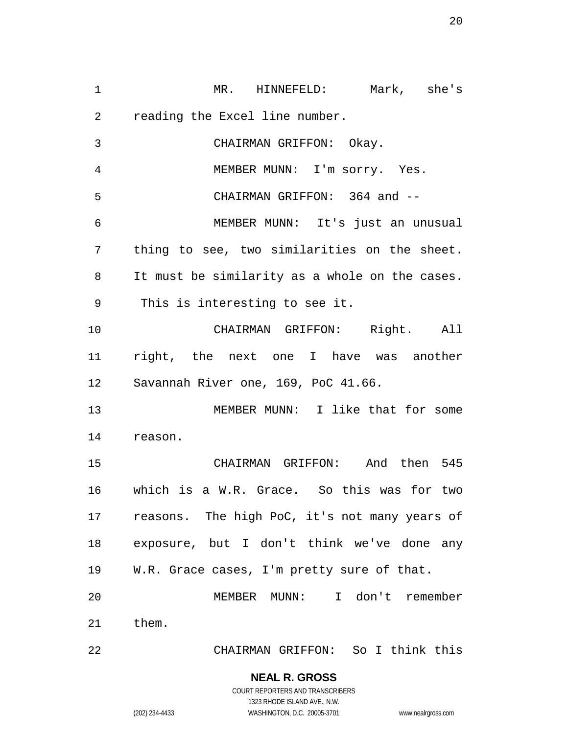MR. HINNEFELD: Mark, she's reading the Excel line number.

CHAIRMAN GRIFFON: Okay.

MEMBER MUNN: I'm sorry. Yes.

CHAIRMAN GRIFFON: 364 and --

MEMBER MUNN: It's just an unusual thing to see, two similarities on the sheet. It must be similarity as a whole on the cases. This is interesting to see it.

CHAIRMAN GRIFFON: Right. All right, the next one I have was another Savannah River one, 169, PoC 41.66.

MEMBER MUNN: I like that for some reason.

CHAIRMAN GRIFFON: And then 545 which is a W.R. Grace. So this was for two reasons. The high PoC, it's not many years of exposure, but I don't think we've done any W.R. Grace cases, I'm pretty sure of that.

MEMBER MUNN: I don't remember them.

CHAIRMAN GRIFFON: So I think this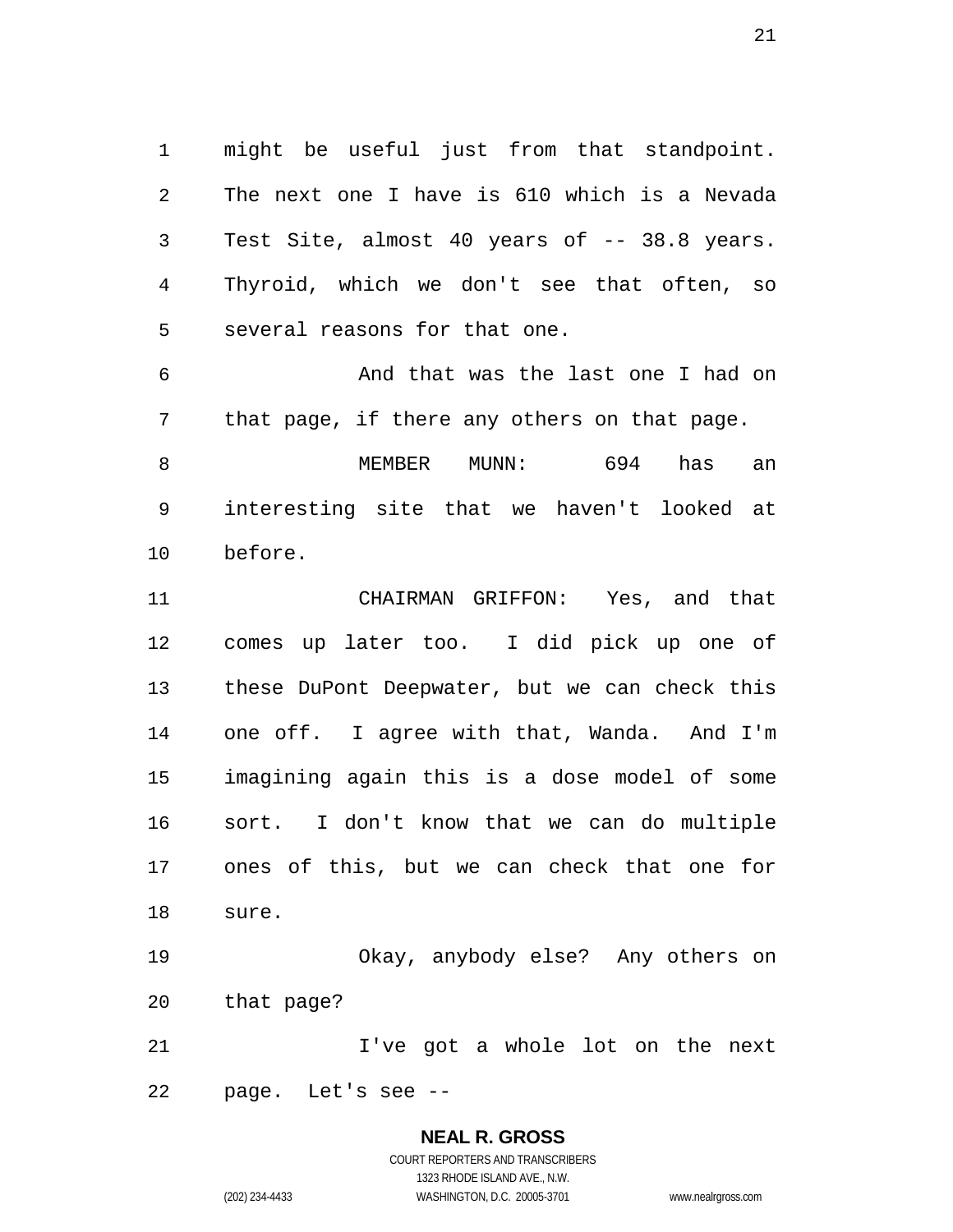might be useful just from that standpoint. The next one I have is 610 which is a Nevada Test Site, almost 40 years of -- 38.8 years. Thyroid, which we don't see that often, so several reasons for that one.

And that was the last one I had on that page, if there any others on that page.

MEMBER MUNN: 694 has an interesting site that we haven't looked at before.

CHAIRMAN GRIFFON: Yes, and that comes up later too. I did pick up one of these DuPont Deepwater, but we can check this one off. I agree with that, Wanda. And I'm imagining again this is a dose model of some sort. I don't know that we can do multiple ones of this, but we can check that one for sure.

Okay, anybody else? Any others on that page?

I've got a whole lot on the next page. Let's see --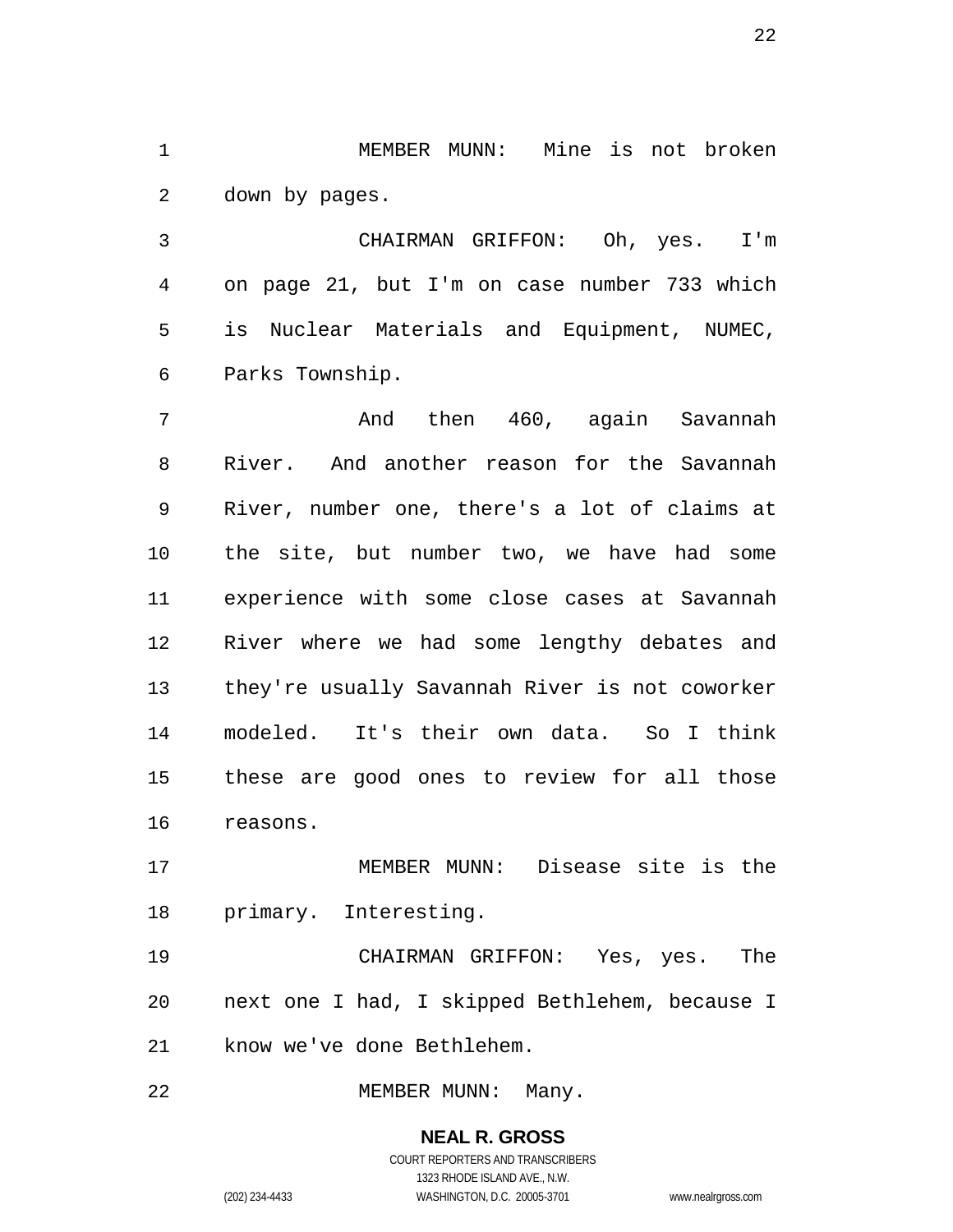MEMBER MUNN: Mine is not broken down by pages.

CHAIRMAN GRIFFON: Oh, yes. I'm on page 21, but I'm on case number 733 which is Nuclear Materials and Equipment, NUMEC, Parks Township.

And then 460, again Savannah River. And another reason for the Savannah River, number one, there's a lot of claims at the site, but number two, we have had some experience with some close cases at Savannah River where we had some lengthy debates and they're usually Savannah River is not coworker modeled. It's their own data. So I think these are good ones to review for all those reasons.

MEMBER MUNN: Disease site is the primary. Interesting.

CHAIRMAN GRIFFON: Yes, yes. The next one I had, I skipped Bethlehem, because I know we've done Bethlehem.

MEMBER MUNN: Many.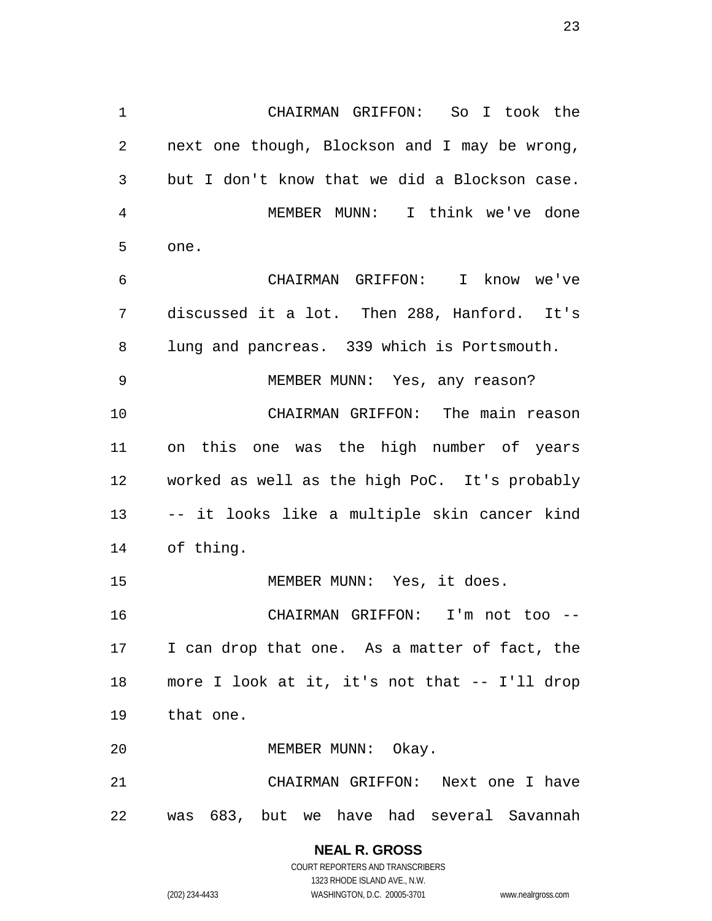CHAIRMAN GRIFFON: So I took the next one though, Blockson and I may be wrong, but I don't know that we did a Blockson case.

MEMBER MUNN: I think we've done one.

CHAIRMAN GRIFFON: I know we've discussed it a lot. Then 288, Hanford. It's lung and pancreas. 339 which is Portsmouth.

MEMBER MUNN: Yes, any reason?

CHAIRMAN GRIFFON: The main reason on this one was the high number of years worked as well as the high PoC. It's probably -- it looks like a multiple skin cancer kind of thing.

MEMBER MUNN: Yes, it does.

CHAIRMAN GRIFFON: I'm not too -- I can drop that one. As a matter of fact, the more I look at it, it's not that -- I'll drop that one.

MEMBER MUNN: Okay.

CHAIRMAN GRIFFON: Next one I have was 683, but we have had several Savannah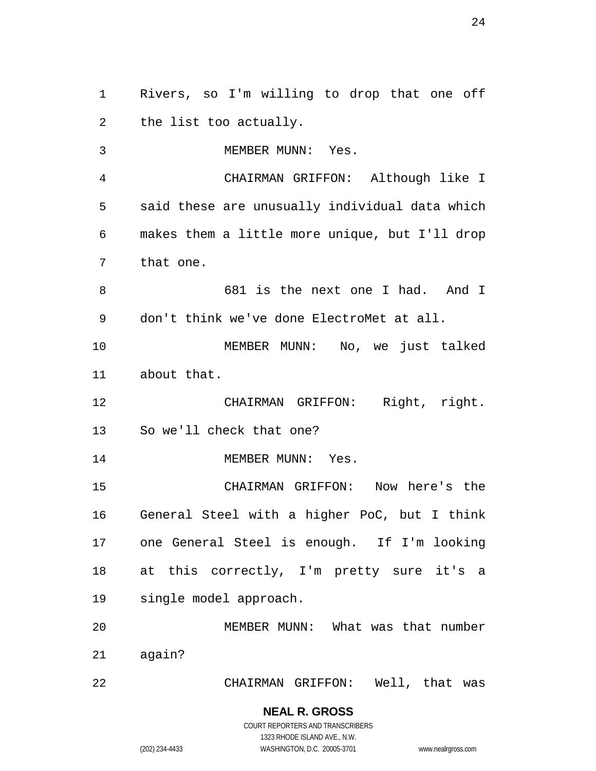Rivers, so I'm willing to drop that one off the list too actually.

MEMBER MUNN: Yes.

CHAIRMAN GRIFFON: Although like I said these are unusually individual data which makes them a little more unique, but I'll drop that one.

681 is the next one I had. And I don't think we've done ElectroMet at all.

MEMBER MUNN: No, we just talked about that.

CHAIRMAN GRIFFON: Right, right. So we'll check that one?

MEMBER MUNN: Yes.

CHAIRMAN GRIFFON: Now here's the General Steel with a higher PoC, but I think one General Steel is enough. If I'm looking at this correctly, I'm pretty sure it's a single model approach.

MEMBER MUNN: What was that number again?

CHAIRMAN GRIFFON: Well, that was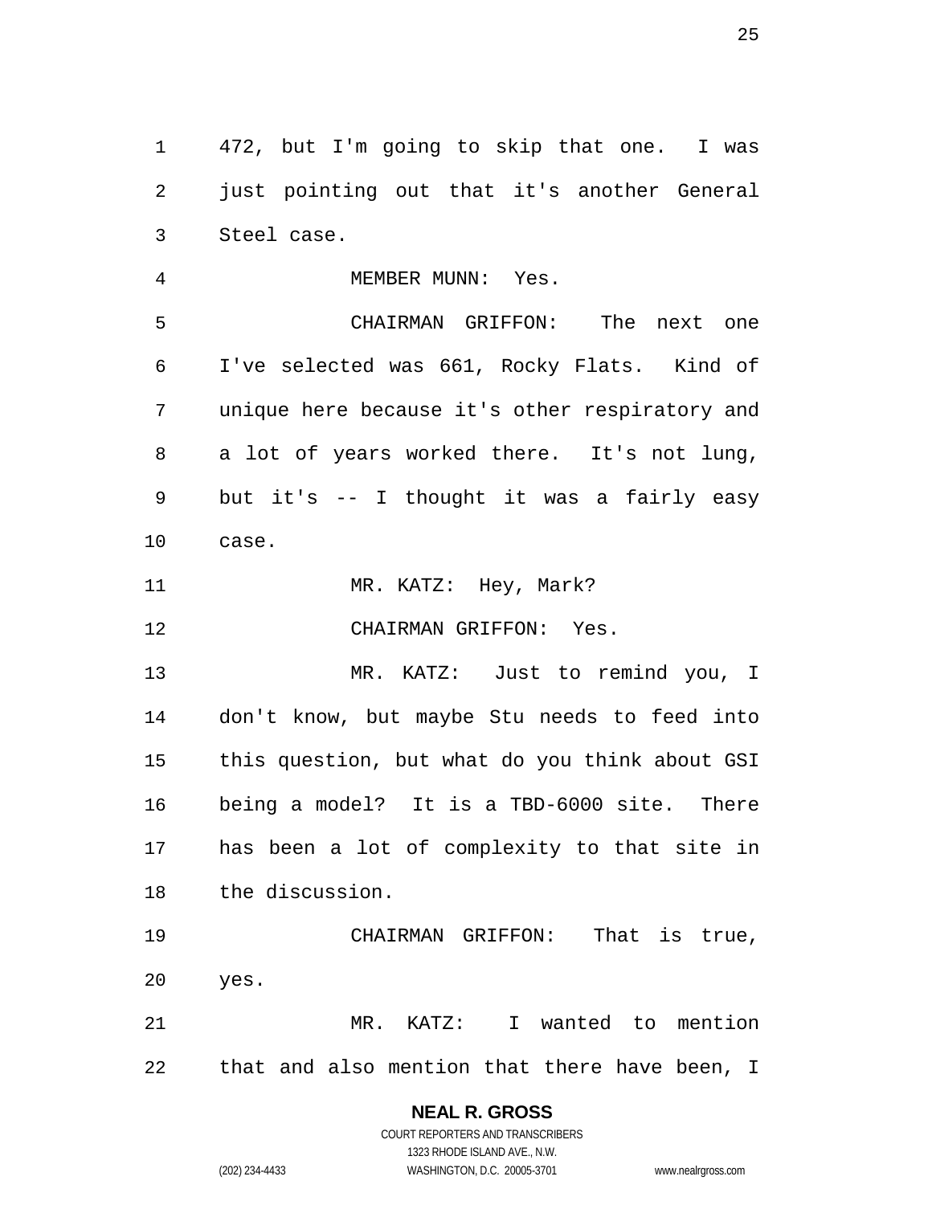472, but I'm going to skip that one. I was just pointing out that it's another General Steel case.

MEMBER MUNN: Yes.

CHAIRMAN GRIFFON: The next one I've selected was 661, Rocky Flats. Kind of unique here because it's other respiratory and a lot of years worked there. It's not lung, but it's -- I thought it was a fairly easy case.

MR. KATZ: Hey, Mark?

CHAIRMAN GRIFFON: Yes.

MR. KATZ: Just to remind you, I don't know, but maybe Stu needs to feed into this question, but what do you think about GSI being a model? It is a TBD-6000 site. There has been a lot of complexity to that site in the discussion.

CHAIRMAN GRIFFON: That is true, yes.

MR. KATZ: I wanted to mention that and also mention that there have been, I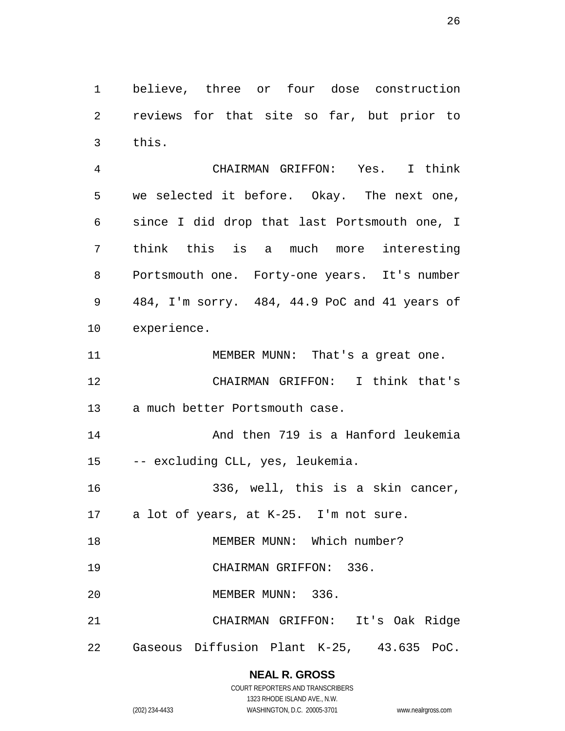believe, three or four dose construction reviews for that site so far, but prior to this.

CHAIRMAN GRIFFON: Yes. I think we selected it before. Okay. The next one, since I did drop that last Portsmouth one, I think this is a much more interesting Portsmouth one. Forty-one years. It's number 484, I'm sorry. 484, 44.9 PoC and 41 years of experience.

MEMBER MUNN: That's a great one.

CHAIRMAN GRIFFON: I think that's a much better Portsmouth case.

And then 719 is a Hanford leukemia -- excluding CLL, yes, leukemia.

336, well, this is a skin cancer, a lot of years, at K-25. I'm not sure.

MEMBER MUNN: Which number?

CHAIRMAN GRIFFON: 336.

MEMBER MUNN: 336.

CHAIRMAN GRIFFON: It's Oak Ridge Gaseous Diffusion Plant K-25, 43.635 PoC.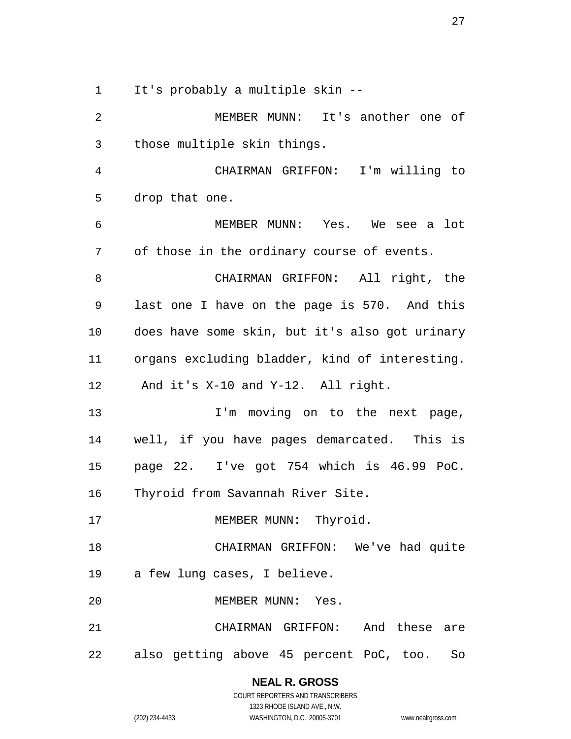It's probably a multiple skin --

MEMBER MUNN: It's another one of those multiple skin things.

CHAIRMAN GRIFFON: I'm willing to drop that one.

MEMBER MUNN: Yes. We see a lot of those in the ordinary course of events.

CHAIRMAN GRIFFON: All right, the last one I have on the page is 570. And this does have some skin, but it's also got urinary organs excluding bladder, kind of interesting. And it's X-10 and Y-12. All right.

I'm moving on to the next page, well, if you have pages demarcated. This is page 22. I've got 754 which is 46.99 PoC. Thyroid from Savannah River Site.

MEMBER MUNN: Thyroid.

CHAIRMAN GRIFFON: We've had quite a few lung cases, I believe.

MEMBER MUNN: Yes.

CHAIRMAN GRIFFON: And these are also getting above 45 percent PoC, too. So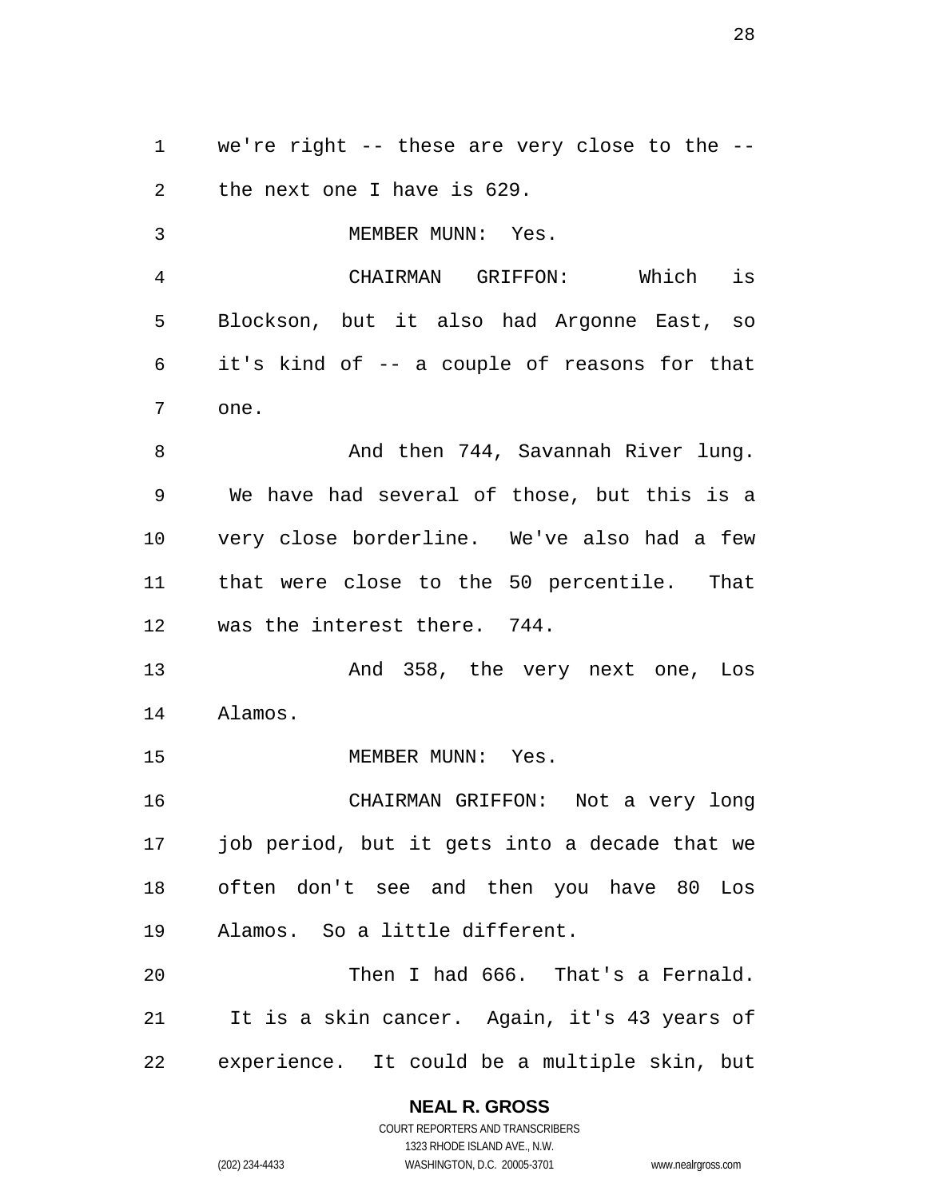we're right -- these are very close to the -- the next one I have is 629.

MEMBER MUNN: Yes.

CHAIRMAN GRIFFON: Which is Blockson, but it also had Argonne East, so it's kind of -- a couple of reasons for that one.

And then 744, Savannah River lung. We have had several of those, but this is a very close borderline. We've also had a few that were close to the 50 percentile. That was the interest there. 744.

And 358, the very next one, Los Alamos.

MEMBER MUNN: Yes.

CHAIRMAN GRIFFON: Not a very long job period, but it gets into a decade that we often don't see and then you have 80 Los Alamos. So a little different.

Then I had 666. That's a Fernald. It is a skin cancer. Again, it's 43 years of experience. It could be a multiple skin, but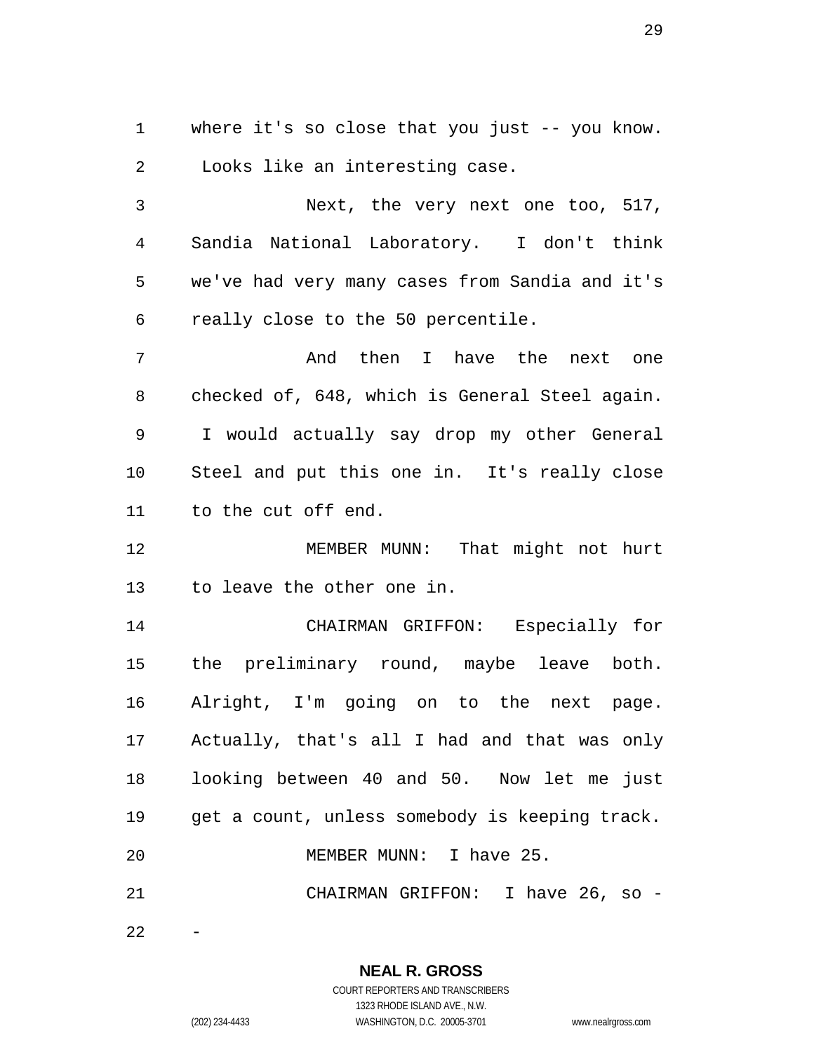where it's so close that you just -- you know. Looks like an interesting case.

Next, the very next one too, 517, Sandia National Laboratory. I don't think we've had very many cases from Sandia and it's really close to the 50 percentile.

And then I have the next one checked of, 648, which is General Steel again. I would actually say drop my other General Steel and put this one in. It's really close to the cut off end.

MEMBER MUNN: That might not hurt to leave the other one in.

CHAIRMAN GRIFFON: Especially for the preliminary round, maybe leave both. Alright, I'm going on to the next page. Actually, that's all I had and that was only looking between 40 and 50. Now let me just get a count, unless somebody is keeping track.

MEMBER MUNN: I have 25.

CHAIRMAN GRIFFON: I have 26, so --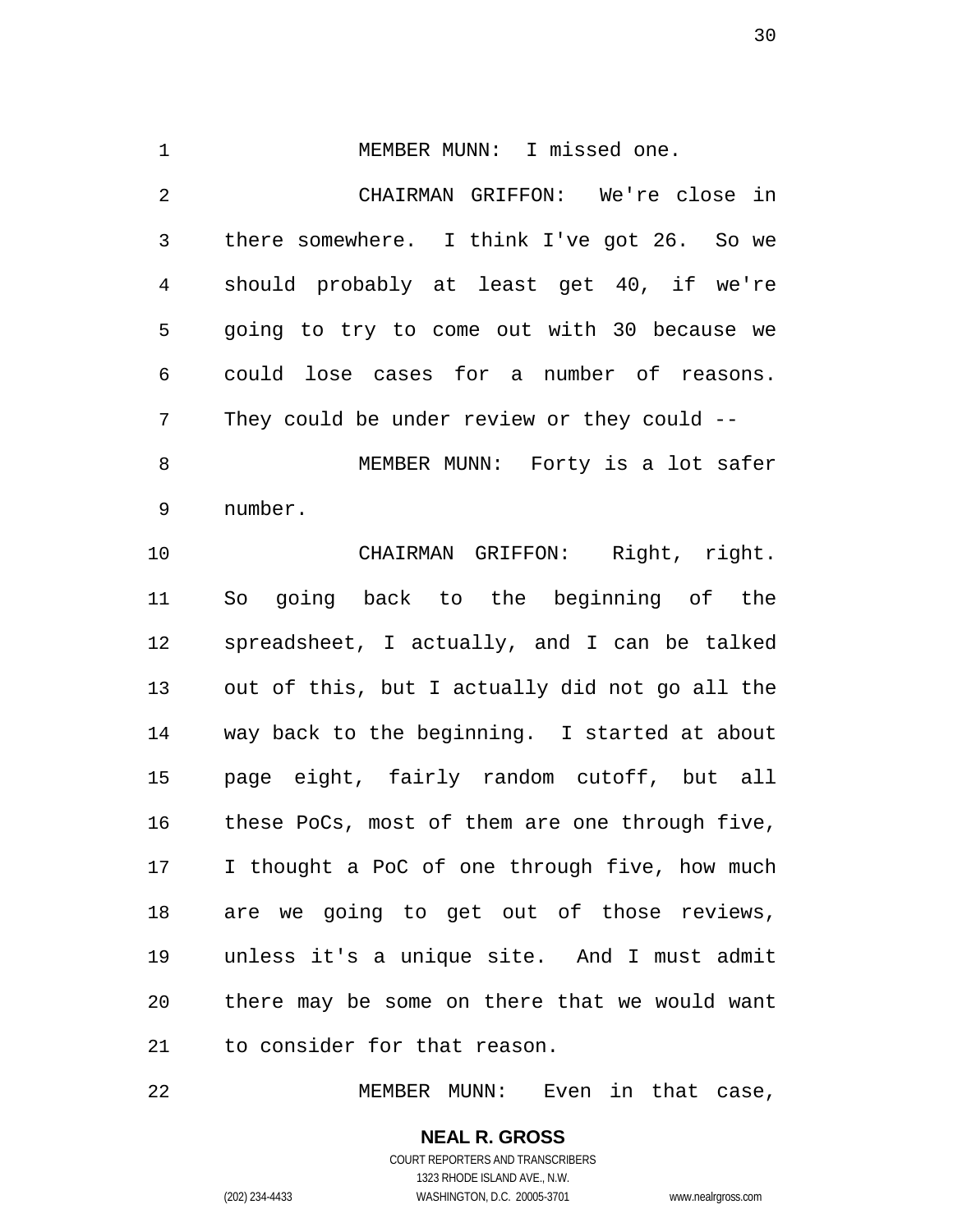MEMBER MUNN: I missed one.

CHAIRMAN GRIFFON: We're close in there somewhere. I think I've got 26. So we should probably at least get 40, if we're going to try to come out with 30 because we could lose cases for a number of reasons. They could be under review or they could --

MEMBER MUNN: Forty is a lot safer number.

CHAIRMAN GRIFFON: Right, right. So going back to the beginning of the spreadsheet, I actually, and I can be talked out of this, but I actually did not go all the way back to the beginning. I started at about page eight, fairly random cutoff, but all these PoCs, most of them are one through five, I thought a PoC of one through five, how much are we going to get out of those reviews, unless it's a unique site. And I must admit there may be some on there that we would want to consider for that reason.

MEMBER MUNN: Even in that case,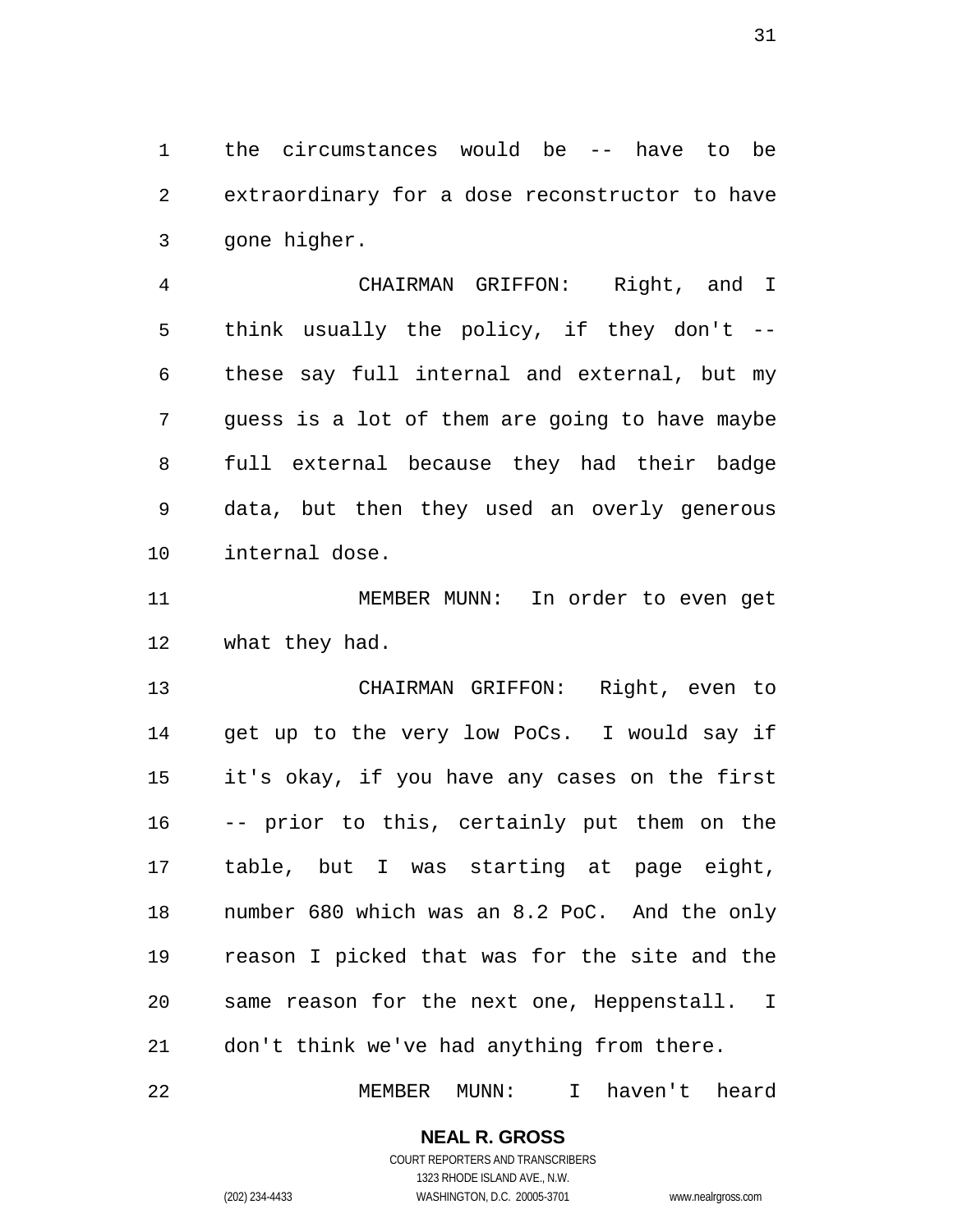the circumstances would be -- have to be extraordinary for a dose reconstructor to have gone higher.

CHAIRMAN GRIFFON: Right, and I think usually the policy, if they don't -- these say full internal and external, but my guess is a lot of them are going to have maybe full external because they had their badge data, but then they used an overly generous internal dose.

MEMBER MUNN: In order to even get what they had.

CHAIRMAN GRIFFON: Right, even to get up to the very low PoCs. I would say if it's okay, if you have any cases on the first -- prior to this, certainly put them on the table, but I was starting at page eight, number 680 which was an 8.2 PoC. And the only reason I picked that was for the site and the same reason for the next one, Heppenstall. I don't think we've had anything from there.

MEMBER MUNN: I haven't heard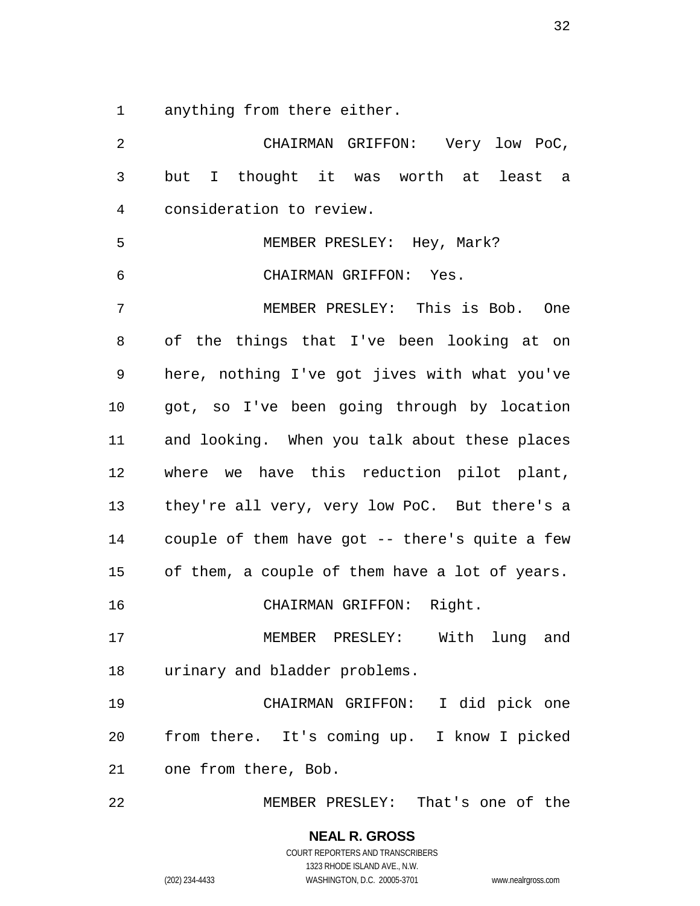anything from there either.

CHAIRMAN GRIFFON: Very low PoC, but I thought it was worth at least a consideration to review.

MEMBER PRESLEY: Hey, Mark?

CHAIRMAN GRIFFON: Yes.

MEMBER PRESLEY: This is Bob. One of the things that I've been looking at on here, nothing I've got jives with what you've got, so I've been going through by location and looking. When you talk about these places where we have this reduction pilot plant, they're all very, very low PoC. But there's a couple of them have got -- there's quite a few of them, a couple of them have a lot of years.

CHAIRMAN GRIFFON: Right.

MEMBER PRESLEY: With lung and urinary and bladder problems.

CHAIRMAN GRIFFON: I did pick one from there. It's coming up. I know I picked one from there, Bob.

MEMBER PRESLEY: That's one of the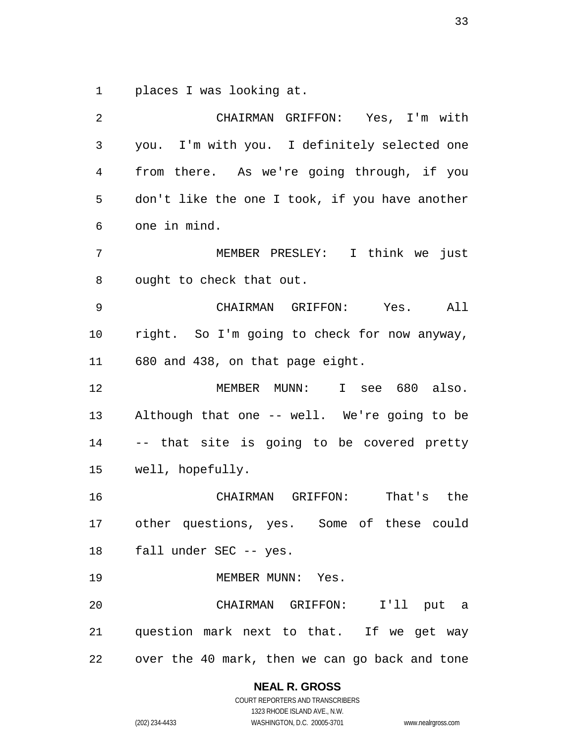places I was looking at.

CHAIRMAN GRIFFON: Yes, I'm with you. I'm with you. I definitely selected one from there. As we're going through, if you don't like the one I took, if you have another one in mind.

MEMBER PRESLEY: I think we just ought to check that out.

CHAIRMAN GRIFFON: Yes. All right. So I'm going to check for now anyway, 680 and 438, on that page eight.

MEMBER MUNN: I see 680 also. Although that one -- well. We're going to be -- that site is going to be covered pretty well, hopefully.

CHAIRMAN GRIFFON: That's the other questions, yes. Some of these could fall under SEC -- yes.

MEMBER MUNN: Yes.

CHAIRMAN GRIFFON: I'll put a question mark next to that. If we get way over the 40 mark, then we can go back and tone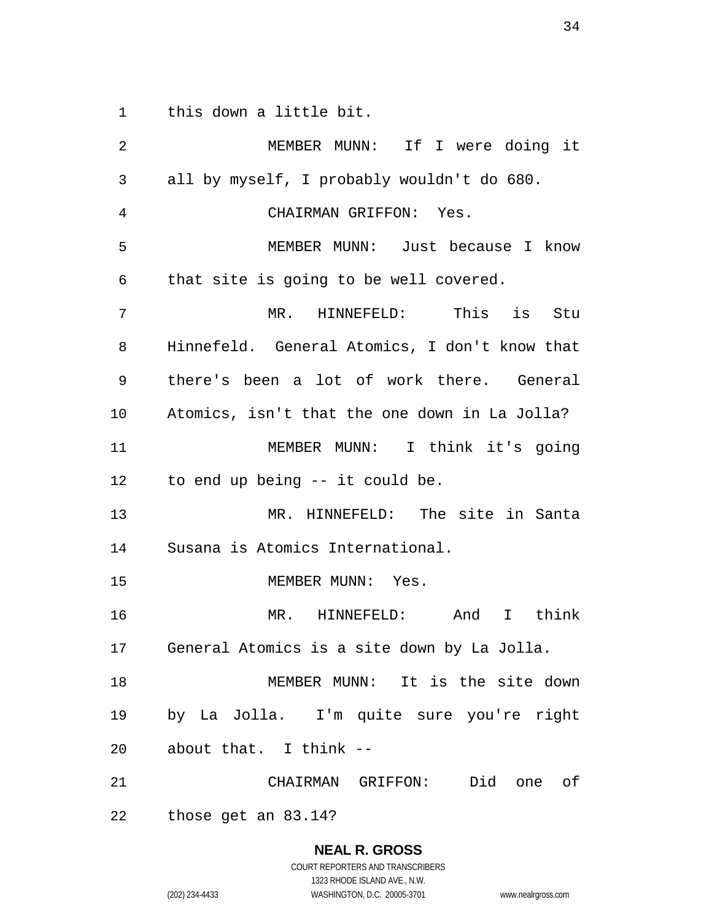this down a little bit.

MEMBER MUNN: If I were doing it all by myself, I probably wouldn't do 680.

CHAIRMAN GRIFFON: Yes.

MEMBER MUNN: Just because I know that site is going to be well covered.

MR. HINNEFELD: This is Stu Hinnefeld. General Atomics, I don't know that there's been a lot of work there. General Atomics, isn't that the one down in La Jolla?

MEMBER MUNN: I think it's going to end up being -- it could be.

MR. HINNEFELD: The site in Santa Susana is Atomics International.

MEMBER MUNN: Yes.

MR. HINNEFELD: And I think General Atomics is a site down by La Jolla.

MEMBER MUNN: It is the site down by La Jolla. I'm quite sure you're right about that. I think --

CHAIRMAN GRIFFON: Did one of those get an 83.14?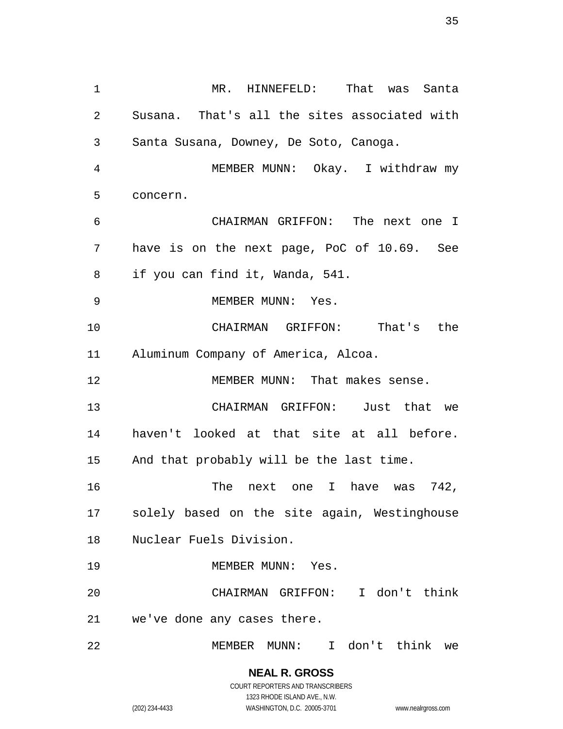MR. HINNEFELD: That was Santa Susana. That's all the sites associated with Santa Susana, Downey, De Soto, Canoga.

MEMBER MUNN: Okay. I withdraw my concern.

CHAIRMAN GRIFFON: The next one I have is on the next page, PoC of 10.69. See if you can find it, Wanda, 541.

MEMBER MUNN: Yes.

CHAIRMAN GRIFFON: That's the Aluminum Company of America, Alcoa.

MEMBER MUNN: That makes sense.

CHAIRMAN GRIFFON: Just that we haven't looked at that site at all before. And that probably will be the last time.

The next one I have was 742, solely based on the site again, Westinghouse Nuclear Fuels Division.

MEMBER MUNN: Yes.

CHAIRMAN GRIFFON: I don't think we've done any cases there.

MEMBER MUNN: I don't think we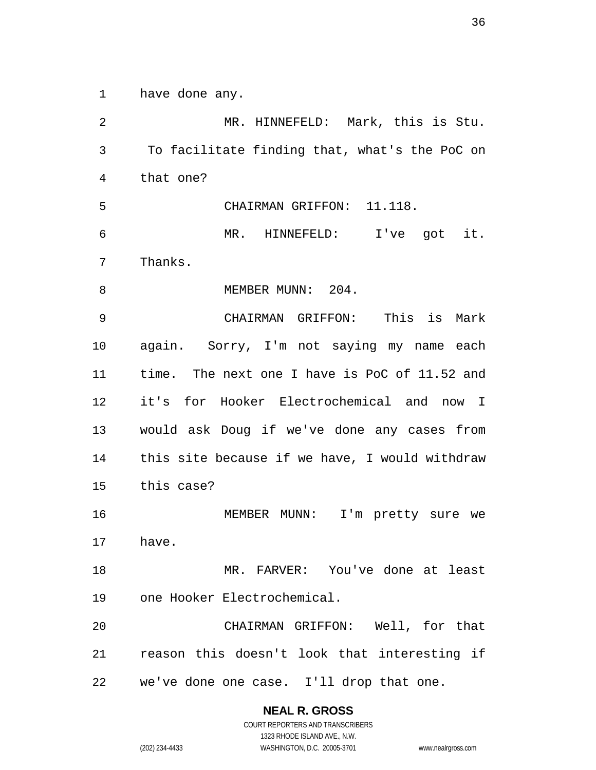have done any.

MR. HINNEFELD: Mark, this is Stu. To facilitate finding that, what's the PoC on that one?

CHAIRMAN GRIFFON: 11.118.

MR. HINNEFELD: I've got it. Thanks.

MEMBER MUNN: 204.

CHAIRMAN GRIFFON: This is Mark again. Sorry, I'm not saying my name each time. The next one I have is PoC of 11.52 and it's for Hooker Electrochemical and now I would ask Doug if we've done any cases from this site because if we have, I would withdraw this case?

MEMBER MUNN: I'm pretty sure we have.

MR. FARVER: You've done at least one Hooker Electrochemical.

CHAIRMAN GRIFFON: Well, for that reason this doesn't look that interesting if we've done one case. I'll drop that one.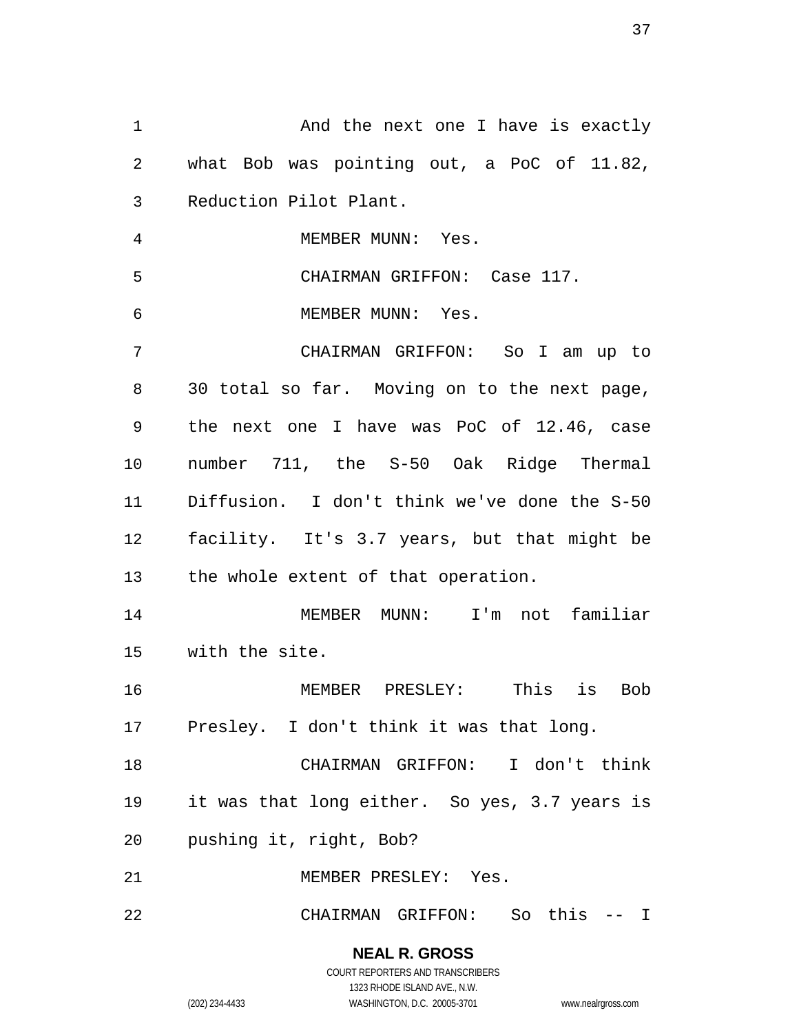And the next one I have is exactly what Bob was pointing out, a PoC of 11.82, Reduction Pilot Plant.

MEMBER MUNN: Yes.

CHAIRMAN GRIFFON: Case 117.

MEMBER MUNN: Yes.

CHAIRMAN GRIFFON: So I am up to 30 total so far. Moving on to the next page, the next one I have was PoC of 12.46, case number 711, the S-50 Oak Ridge Thermal Diffusion. I don't think we've done the S-50 facility. It's 3.7 years, but that might be the whole extent of that operation.

MEMBER MUNN: I'm not familiar with the site.

MEMBER PRESLEY: This is Bob Presley. I don't think it was that long.

CHAIRMAN GRIFFON: I don't think it was that long either. So yes, 3.7 years is pushing it, right, Bob?

MEMBER PRESLEY: Yes.

CHAIRMAN GRIFFON: So this -- I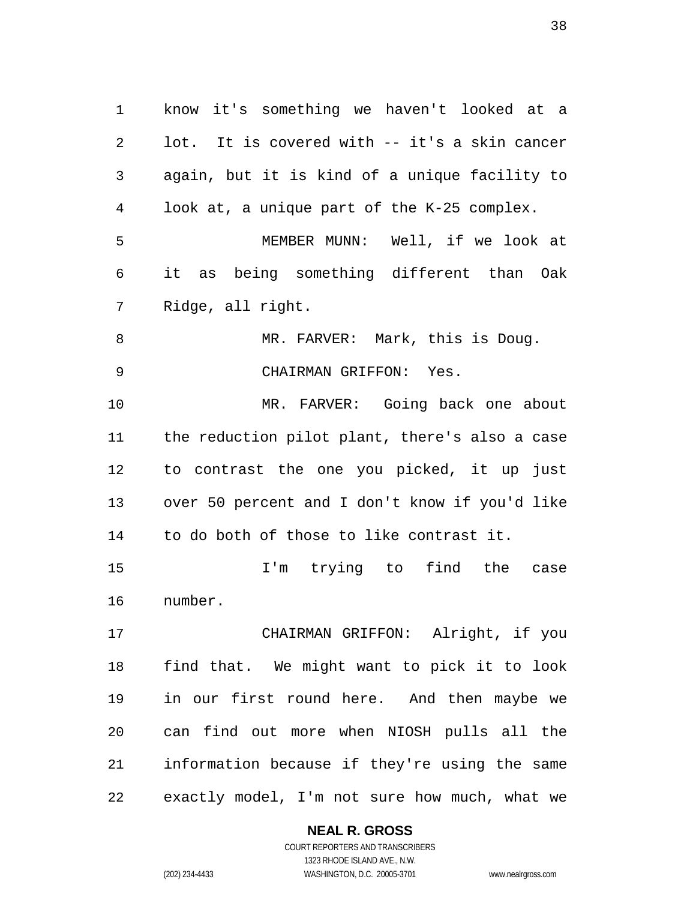know it's something we haven't looked at a lot. It is covered with -- it's a skin cancer again, but it is kind of a unique facility to look at, a unique part of the K-25 complex.

MEMBER MUNN: Well, if we look at it as being something different than Oak Ridge, all right.

MR. FARVER: Mark, this is Doug.

CHAIRMAN GRIFFON: Yes.

MR. FARVER: Going back one about the reduction pilot plant, there's also a case to contrast the one you picked, it up just over 50 percent and I don't know if you'd like to do both of those to like contrast it.

I'm trying to find the case number.

CHAIRMAN GRIFFON: Alright, if you find that. We might want to pick it to look in our first round here. And then maybe we can find out more when NIOSH pulls all the information because if they're using the same exactly model, I'm not sure how much, what we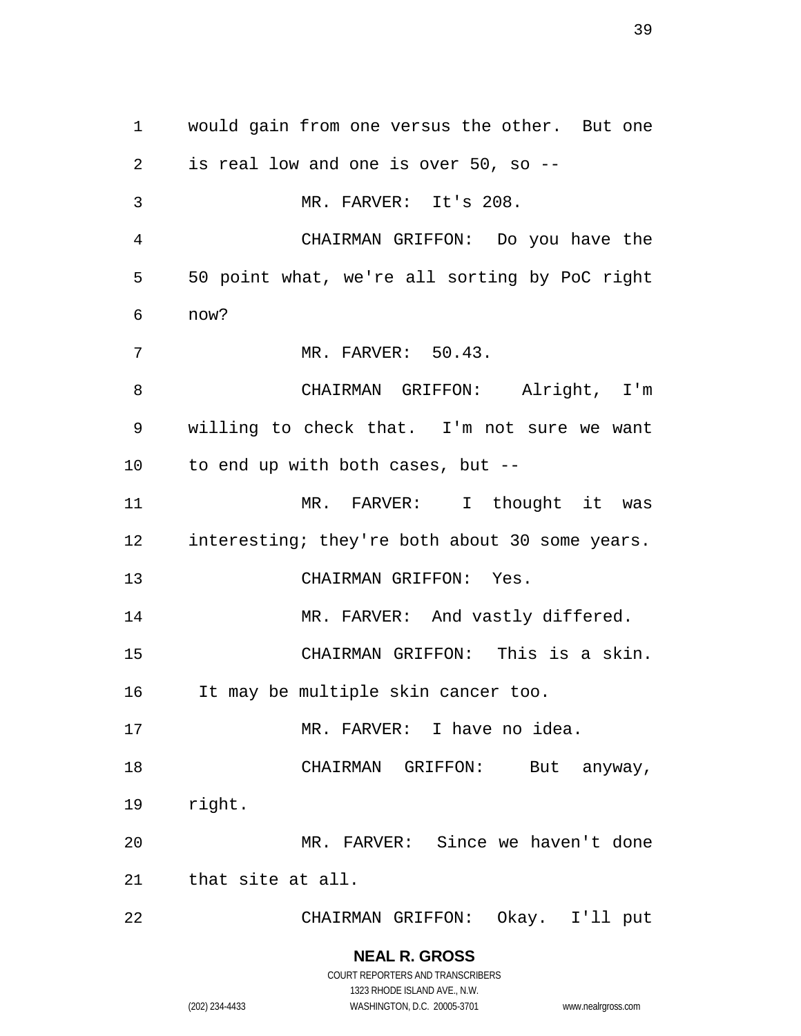would gain from one versus the other. But one is real low and one is over 50, so --

MR. FARVER: It's 208.

CHAIRMAN GRIFFON: Do you have the 50 point what, we're all sorting by PoC right now?

MR. FARVER: 50.43.

CHAIRMAN GRIFFON: Alright, I'm willing to check that. I'm not sure we want to end up with both cases, but --

MR. FARVER: I thought it was interesting; they're both about 30 some years.

CHAIRMAN GRIFFON: Yes.

MR. FARVER: And vastly differed.

CHAIRMAN GRIFFON: This is a skin. It may be multiple skin cancer too.

MR. FARVER: I have no idea.

CHAIRMAN GRIFFON: But anyway, right.

MR. FARVER: Since we haven't done that site at all.

CHAIRMAN GRIFFON: Okay. I'll put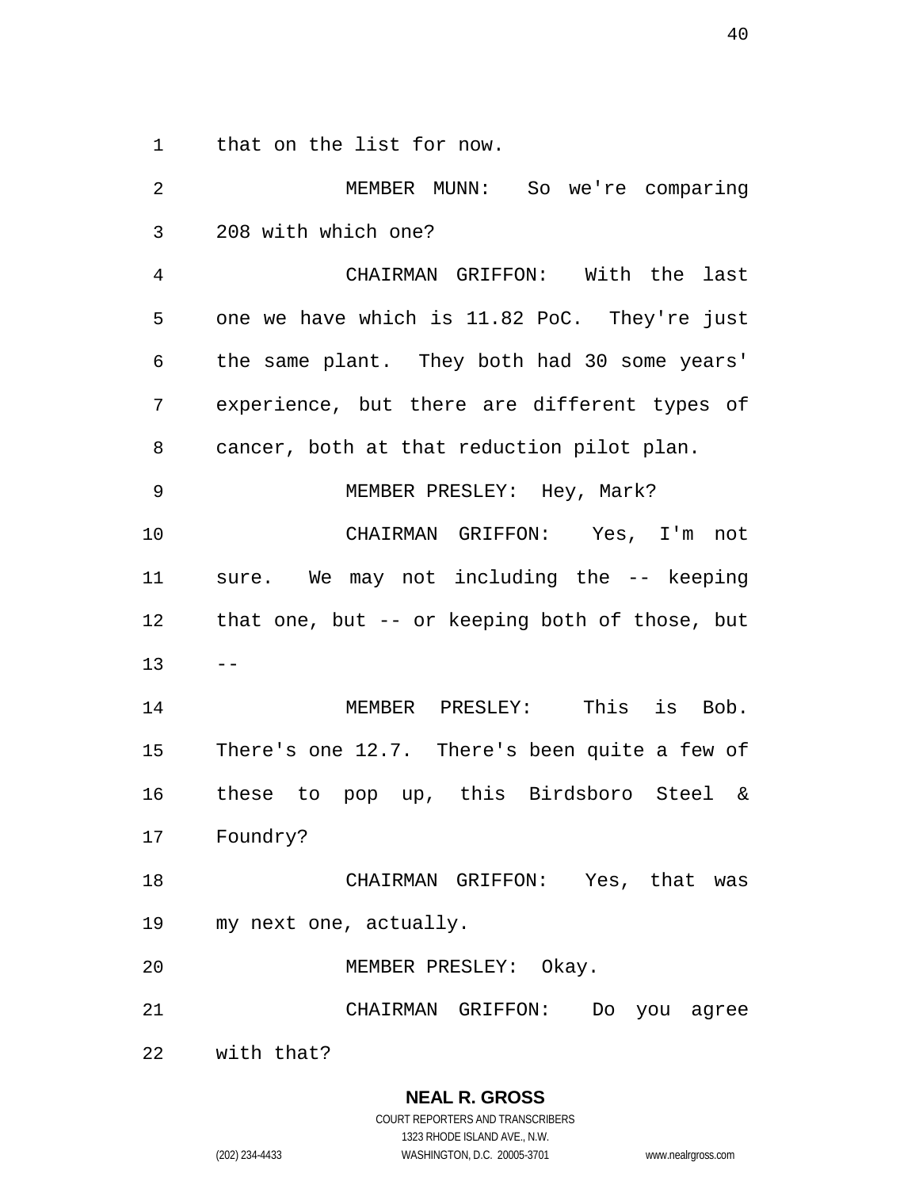that on the list for now.

MEMBER MUNN: So we're comparing 208 with which one?

CHAIRMAN GRIFFON: With the last one we have which is 11.82 PoC. They're just the same plant. They both had 30 some years' experience, but there are different types of cancer, both at that reduction pilot plan.

MEMBER PRESLEY: Hey, Mark?

CHAIRMAN GRIFFON: Yes, I'm not sure. We may not including the -- keeping that one, but -- or keeping both of those, but --

MEMBER PRESLEY: This is Bob. There's one 12.7. There's been quite a few of these to pop up, this Birdsboro Steel & Foundry?

CHAIRMAN GRIFFON: Yes, that was my next one, actually.

MEMBER PRESLEY: Okay.

CHAIRMAN GRIFFON: Do you agree with that?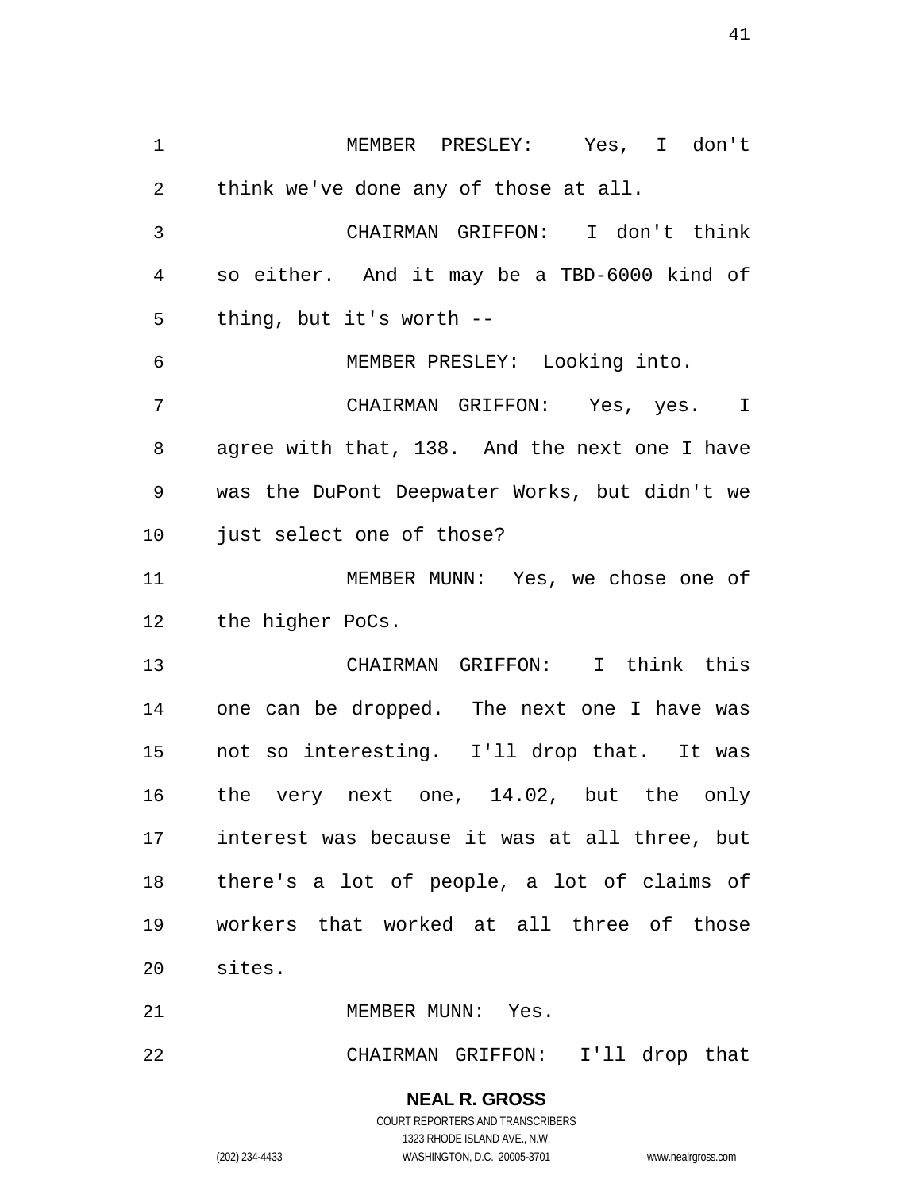MEMBER PRESLEY: Yes, I don't think we've done any of those at all.

CHAIRMAN GRIFFON: I don't think so either. And it may be a TBD-6000 kind of thing, but it's worth --

MEMBER PRESLEY: Looking into.

CHAIRMAN GRIFFON: Yes, yes. I agree with that, 138. And the next one I have was the DuPont Deepwater Works, but didn't we just select one of those?

MEMBER MUNN: Yes, we chose one of the higher PoCs.

CHAIRMAN GRIFFON: I think this one can be dropped. The next one I have was not so interesting. I'll drop that. It was the very next one, 14.02, but the only interest was because it was at all three, but there's a lot of people, a lot of claims of workers that worked at all three of those sites.

MEMBER MUNN: Yes.

CHAIRMAN GRIFFON: I'll drop that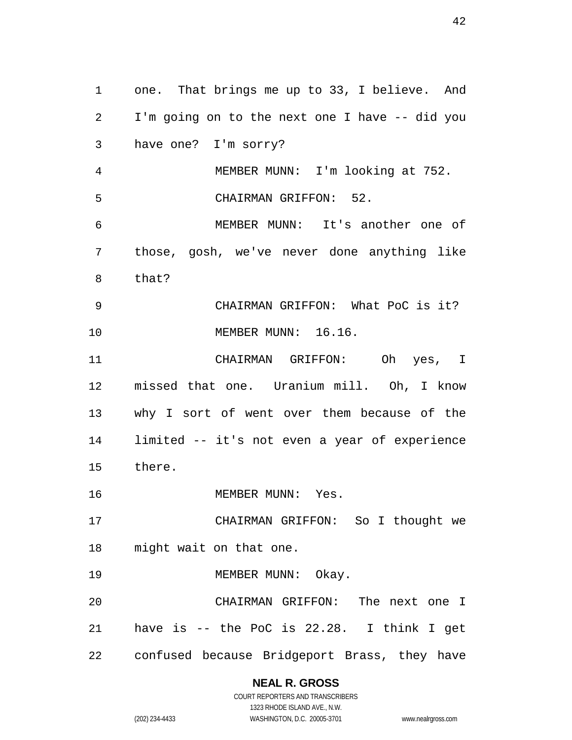one. That brings me up to 33, I believe. And I'm going on to the next one I have -- did you have one? I'm sorry?

MEMBER MUNN: I'm looking at 752.

CHAIRMAN GRIFFON: 52.

MEMBER MUNN: It's another one of those, gosh, we've never done anything like that?

CHAIRMAN GRIFFON: What PoC is it?

MEMBER MUNN: 16.16.

CHAIRMAN GRIFFON: Oh yes, I missed that one. Uranium mill. Oh, I know why I sort of went over them because of the limited -- it's not even a year of experience there.

MEMBER MUNN: Yes.

CHAIRMAN GRIFFON: So I thought we might wait on that one.

MEMBER MUNN: Okay.

CHAIRMAN GRIFFON: The next one I have is -- the PoC is 22.28. I think I get confused because Bridgeport Brass, they have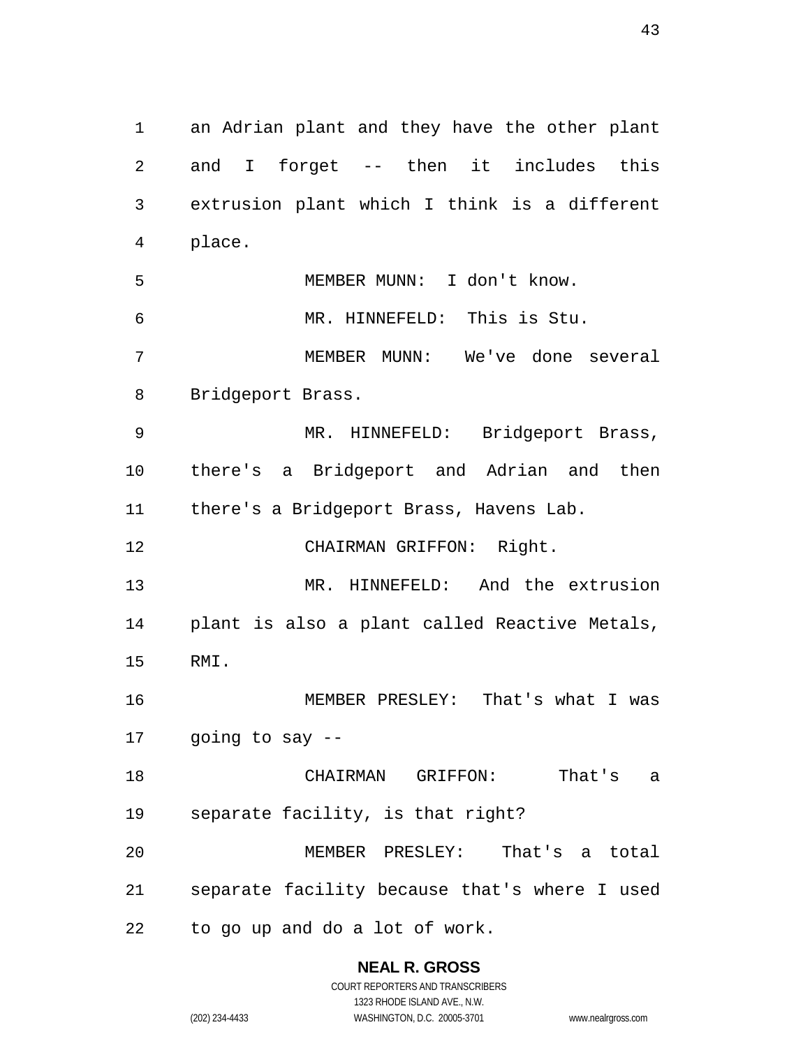an Adrian plant and they have the other plant and I forget -- then it includes this extrusion plant which I think is a different place.

MEMBER MUNN: I don't know.

MR. HINNEFELD: This is Stu.

MEMBER MUNN: We've done several Bridgeport Brass.

MR. HINNEFELD: Bridgeport Brass, there's a Bridgeport and Adrian and then there's a Bridgeport Brass, Havens Lab.

CHAIRMAN GRIFFON: Right.

MR. HINNEFELD: And the extrusion plant is also a plant called Reactive Metals, RMI.

MEMBER PRESLEY: That's what I was going to say --

CHAIRMAN GRIFFON: That's a separate facility, is that right?

MEMBER PRESLEY: That's a total separate facility because that's where I used to go up and do a lot of work.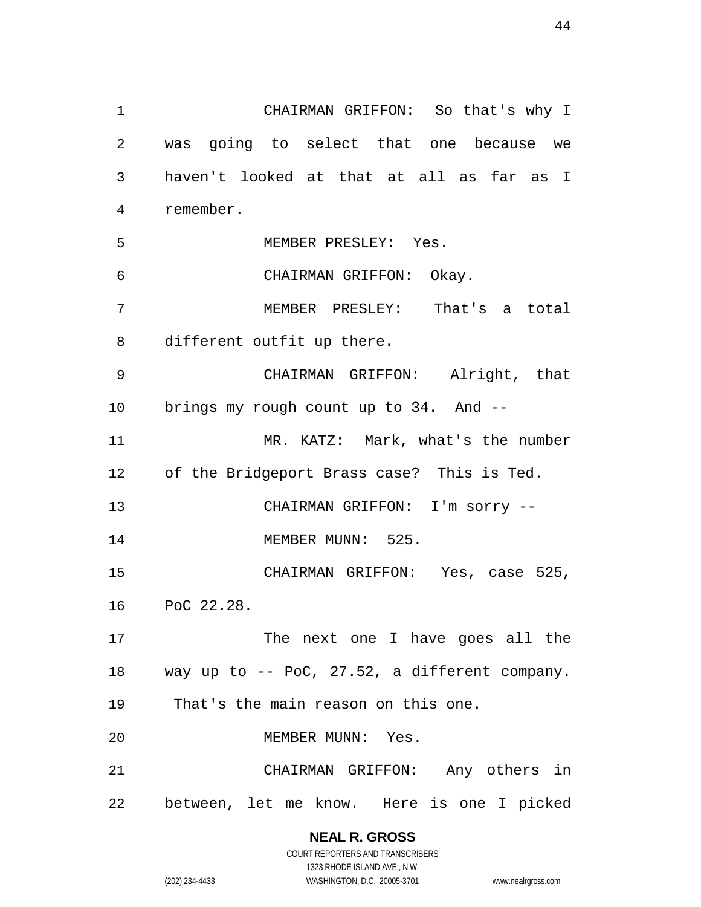CHAIRMAN GRIFFON: So that's why I was going to select that one because we haven't looked at that at all as far as I remember.

MEMBER PRESLEY: Yes.

CHAIRMAN GRIFFON: Okay.

MEMBER PRESLEY: That's a total different outfit up there.

CHAIRMAN GRIFFON: Alright, that brings my rough count up to 34. And --

MR. KATZ: Mark, what's the number of the Bridgeport Brass case? This is Ted.

CHAIRMAN GRIFFON: I'm sorry --

MEMBER MUNN: 525.

CHAIRMAN GRIFFON: Yes, case 525, PoC 22.28.

The next one I have goes all the way up to -- PoC, 27.52, a different company. That's the main reason on this one.

MEMBER MUNN: Yes.

CHAIRMAN GRIFFON: Any others in between, let me know. Here is one I picked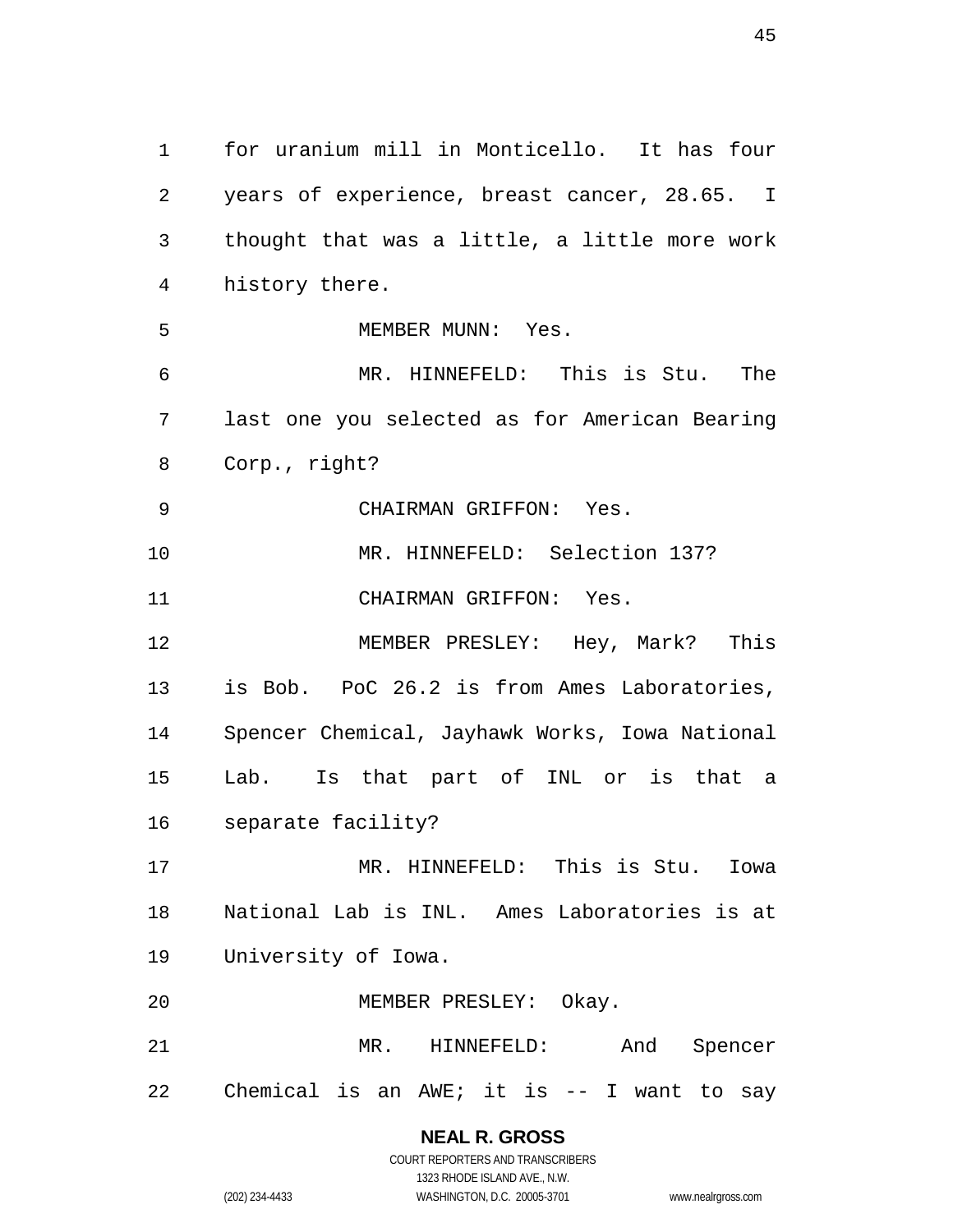for uranium mill in Monticello. It has four years of experience, breast cancer, 28.65. I thought that was a little, a little more work history there.

MEMBER MUNN: Yes.

MR. HINNEFELD: This is Stu. The last one you selected as for American Bearing Corp., right?

CHAIRMAN GRIFFON: Yes.

MR. HINNEFELD: Selection 137?

CHAIRMAN GRIFFON: Yes.

MEMBER PRESLEY: Hey, Mark? This is Bob. PoC 26.2 is from Ames Laboratories, Spencer Chemical, Jayhawk Works, Iowa National Lab. Is that part of INL or is that a separate facility?

MR. HINNEFELD: This is Stu. Iowa National Lab is INL. Ames Laboratories is at University of Iowa.

MEMBER PRESLEY: Okay.

MR. HINNEFELD: And Spencer Chemical is an AWE; it is -- I want to say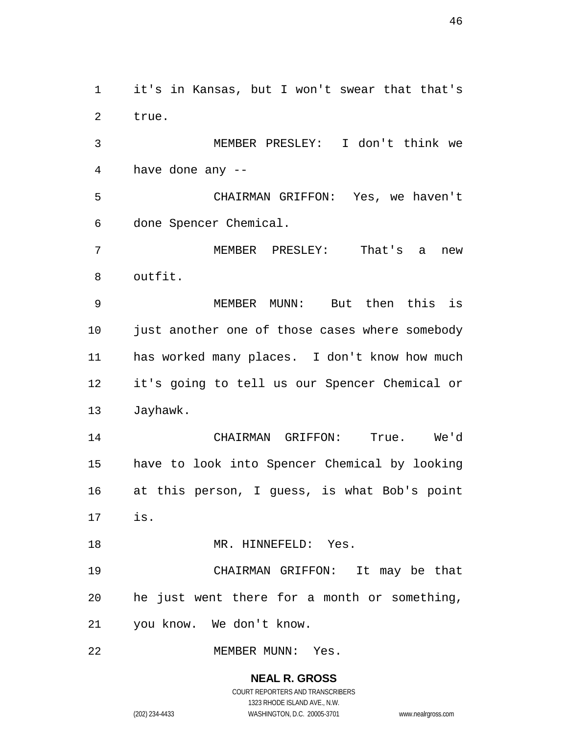it's in Kansas, but I won't swear that that's true.

MEMBER PRESLEY: I don't think we have done any --

CHAIRMAN GRIFFON: Yes, we haven't done Spencer Chemical.

MEMBER PRESLEY: That's a new outfit.

MEMBER MUNN: But then this is just another one of those cases where somebody has worked many places. I don't know how much it's going to tell us our Spencer Chemical or Jayhawk.

CHAIRMAN GRIFFON: True. We'd have to look into Spencer Chemical by looking at this person, I guess, is what Bob's point is.

MR. HINNEFELD: Yes.

CHAIRMAN GRIFFON: It may be that he just went there for a month or something, you know. We don't know.

MEMBER MUNN: Yes.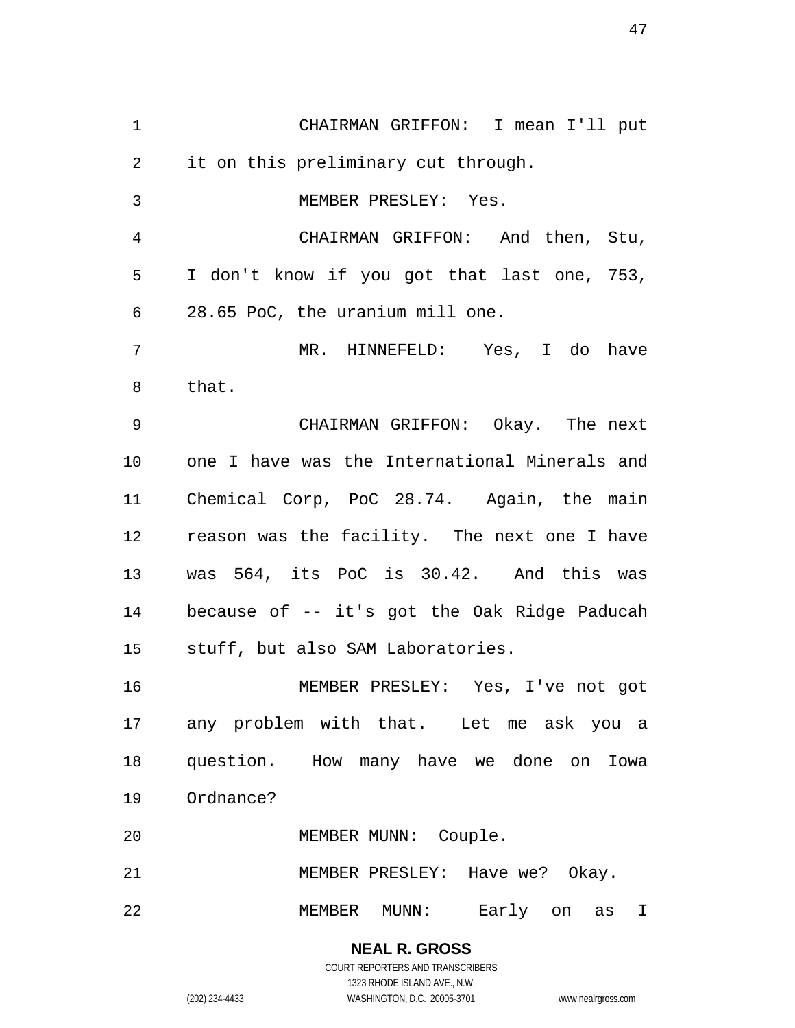CHAIRMAN GRIFFON: I mean I'll put it on this preliminary cut through.

MEMBER PRESLEY: Yes.

CHAIRMAN GRIFFON: And then, Stu, I don't know if you got that last one, 753, 28.65 PoC, the uranium mill one.

MR. HINNEFELD: Yes, I do have that.

CHAIRMAN GRIFFON: Okay. The next one I have was the International Minerals and Chemical Corp, PoC 28.74. Again, the main reason was the facility. The next one I have was 564, its PoC is 30.42. And this was because of -- it's got the Oak Ridge Paducah stuff, but also SAM Laboratories.

MEMBER PRESLEY: Yes, I've not got any problem with that. Let me ask you a question. How many have we done on Iowa Ordnance?

MEMBER MUNN: Couple.

MEMBER PRESLEY: Have we? Okay.

MEMBER MUNN: Early on as I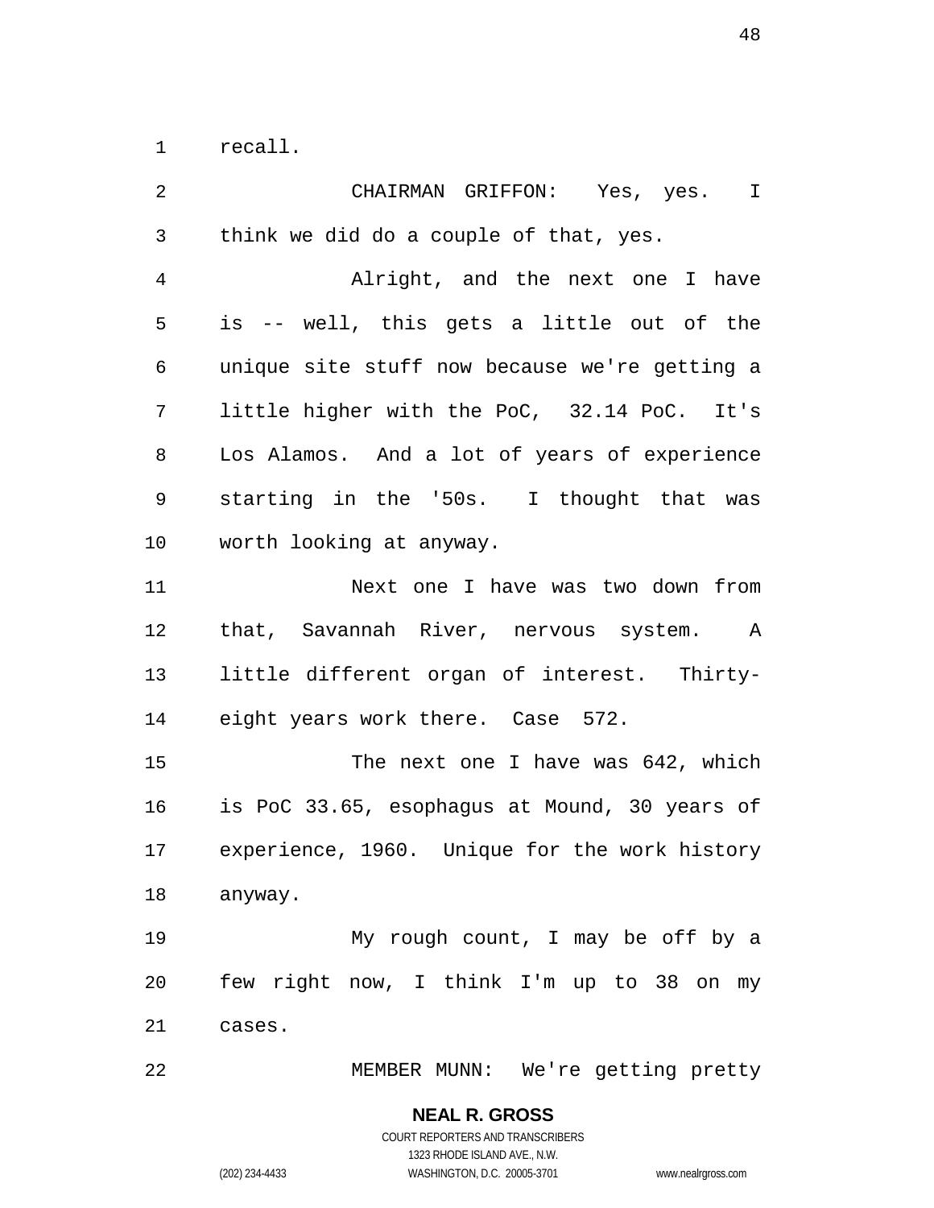recall.

CHAIRMAN GRIFFON: Yes, yes. I think we did do a couple of that, yes.

Alright, and the next one I have is -- well, this gets a little out of the unique site stuff now because we're getting a little higher with the PoC, 32.14 PoC. It's Los Alamos. And a lot of years of experience starting in the '50s. I thought that was worth looking at anyway.

Next one I have was two down from that, Savannah River, nervous system. A little different organ of interest. Thirty-eight years work there. Case 572.

The next one I have was 642, which is PoC 33.65, esophagus at Mound, 30 years of experience, 1960. Unique for the work history anyway.

My rough count, I may be off by a few right now, I think I'm up to 38 on my cases.

MEMBER MUNN: We're getting pretty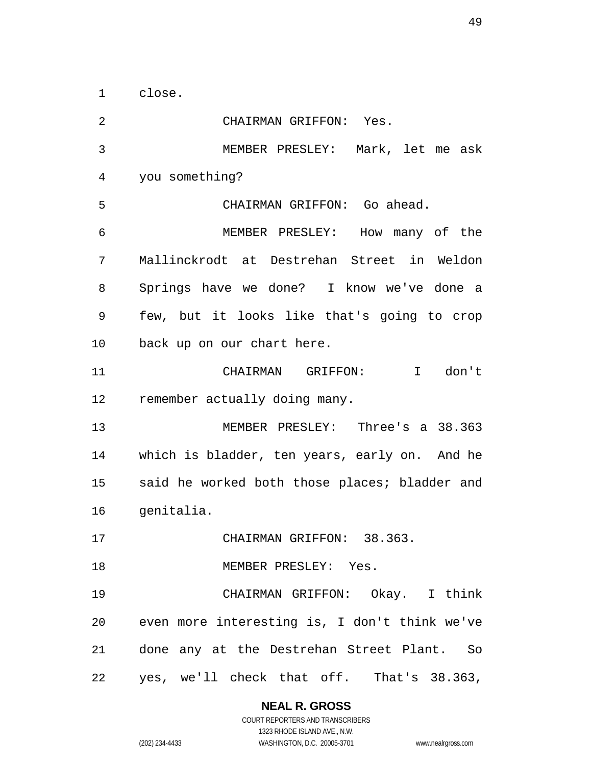close.

CHAIRMAN GRIFFON: Yes.

MEMBER PRESLEY: Mark, let me ask you something?

CHAIRMAN GRIFFON: Go ahead.

MEMBER PRESLEY: How many of the Mallinckrodt at Destrehan Street in Weldon Springs have we done? I know we've done a few, but it looks like that's going to crop back up on our chart here.

CHAIRMAN GRIFFON: I don't remember actually doing many.

MEMBER PRESLEY: Three's a 38.363 which is bladder, ten years, early on. And he said he worked both those places; bladder and genitalia.

CHAIRMAN GRIFFON: 38.363.

MEMBER PRESLEY: Yes.

CHAIRMAN GRIFFON: Okay. I think even more interesting is, I don't think we've done any at the Destrehan Street Plant. So yes, we'll check that off. That's 38.363,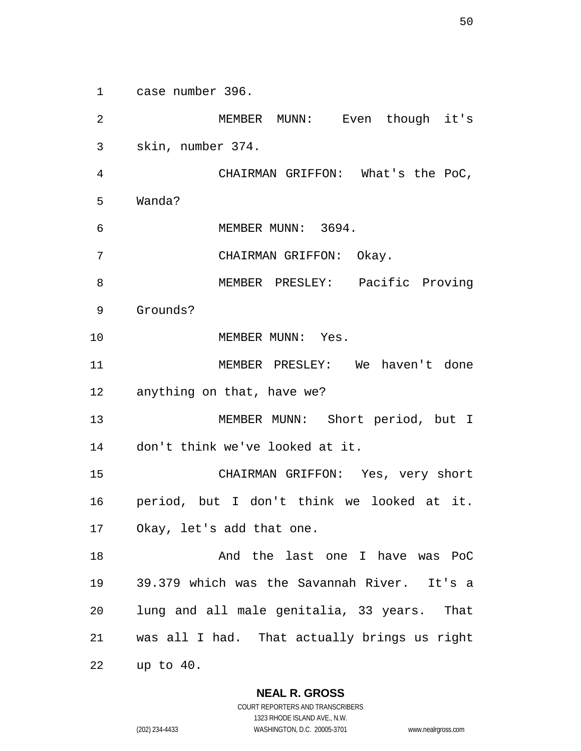case number 396.

MEMBER MUNN: Even though it's skin, number 374.

CHAIRMAN GRIFFON: What's the PoC, Wanda?

MEMBER MUNN: 3694.

CHAIRMAN GRIFFON: Okay.

MEMBER PRESLEY: Pacific Proving Grounds?

MEMBER MUNN: Yes.

MEMBER PRESLEY: We haven't done anything on that, have we?

MEMBER MUNN: Short period, but I don't think we've looked at it.

CHAIRMAN GRIFFON: Yes, very short period, but I don't think we looked at it. Okay, let's add that one.

And the last one I have was PoC 39.379 which was the Savannah River. It's a lung and all male genitalia, 33 years. That was all I had. That actually brings us right up to 40.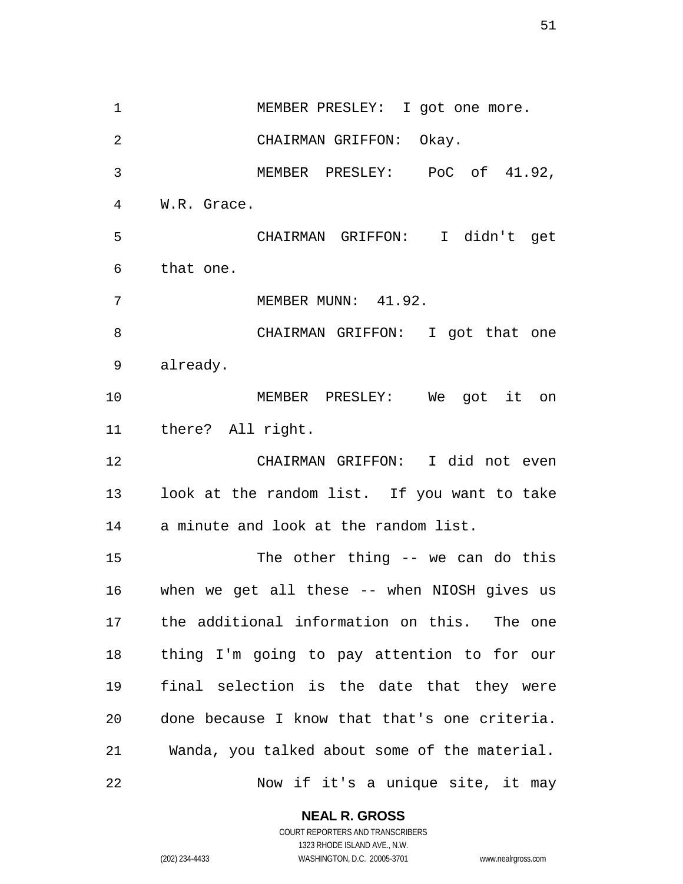MEMBER PRESLEY: I got one more.

CHAIRMAN GRIFFON: Okay.

MEMBER PRESLEY: PoC of 41.92, W.R. Grace.

CHAIRMAN GRIFFON: I didn't get that one.

MEMBER MUNN: 41.92.

CHAIRMAN GRIFFON: I got that one already.

MEMBER PRESLEY: We got it on there? All right.

CHAIRMAN GRIFFON: I did not even look at the random list. If you want to take a minute and look at the random list.

The other thing -- we can do this when we get all these -- when NIOSH gives us the additional information on this. The one thing I'm going to pay attention to for our final selection is the date that they were done because I know that that's one criteria. Wanda, you talked about some of the material.

Now if it's a unique site, it may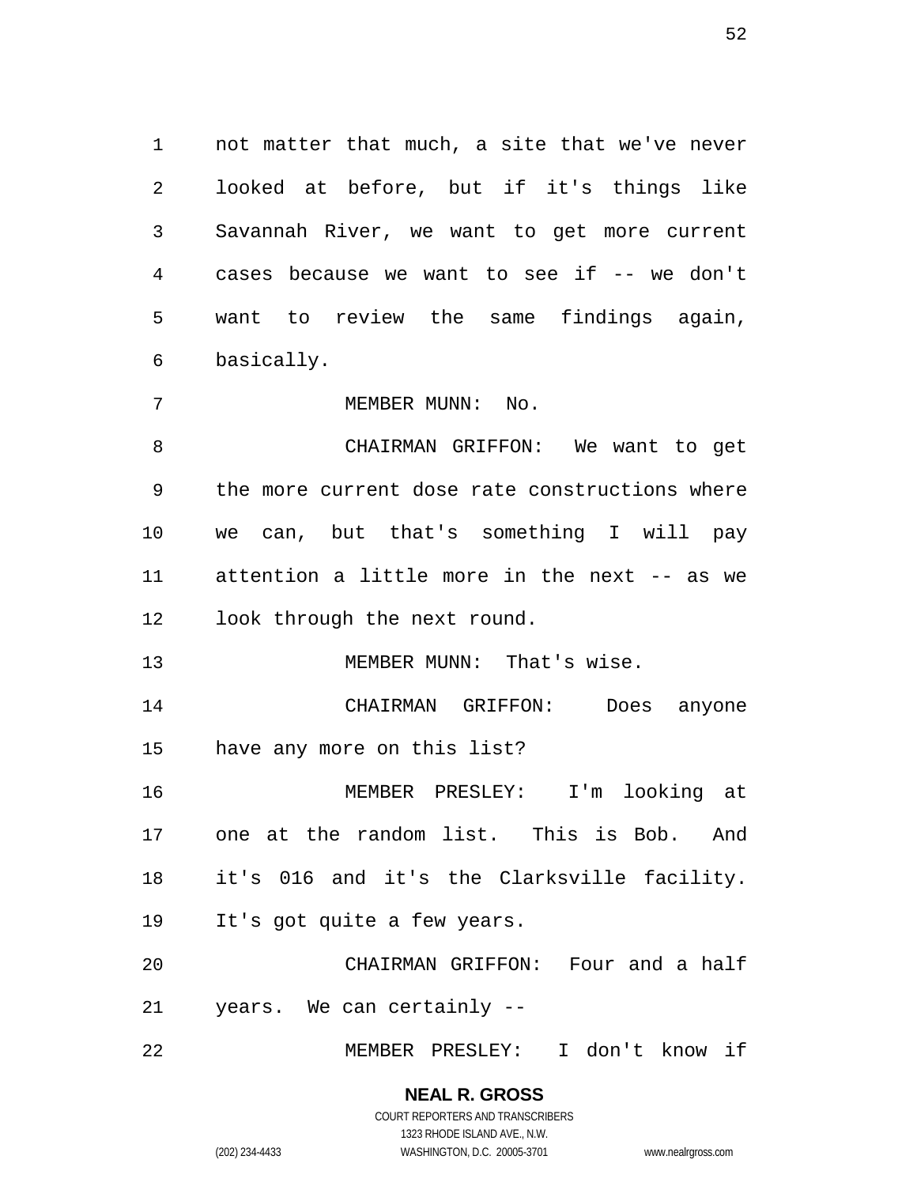not matter that much, a site that we've never looked at before, but if it's things like Savannah River, we want to get more current cases because we want to see if -- we don't want to review the same findings again, basically.

MEMBER MUNN: No.

CHAIRMAN GRIFFON: We want to get the more current dose rate constructions where we can, but that's something I will pay attention a little more in the next -- as we look through the next round.

MEMBER MUNN: That's wise.

CHAIRMAN GRIFFON: Does anyone have any more on this list?

MEMBER PRESLEY: I'm looking at one at the random list. This is Bob. And it's 016 and it's the Clarksville facility. It's got quite a few years.

CHAIRMAN GRIFFON: Four and a half years. We can certainly --

MEMBER PRESLEY: I don't know if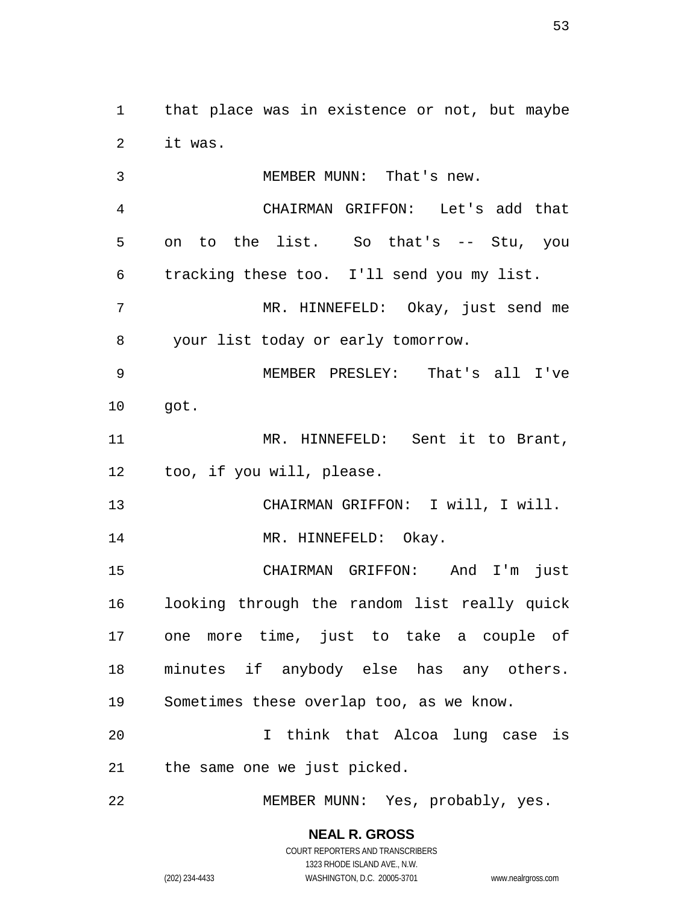that place was in existence or not, but maybe it was.

MEMBER MUNN: That's new.

CHAIRMAN GRIFFON: Let's add that on to the list. So that's -- Stu, you tracking these too. I'll send you my list.

MR. HINNEFELD: Okay, just send me your list today or early tomorrow.

MEMBER PRESLEY: That's all I've got.

MR. HINNEFELD: Sent it to Brant, too, if you will, please.

CHAIRMAN GRIFFON: I will, I will.

MR. HINNEFELD: Okay.

CHAIRMAN GRIFFON: And I'm just looking through the random list really quick one more time, just to take a couple of minutes if anybody else has any others. Sometimes these overlap too, as we know.

I think that Alcoa lung case is the same one we just picked.

MEMBER MUNN: Yes, probably, yes.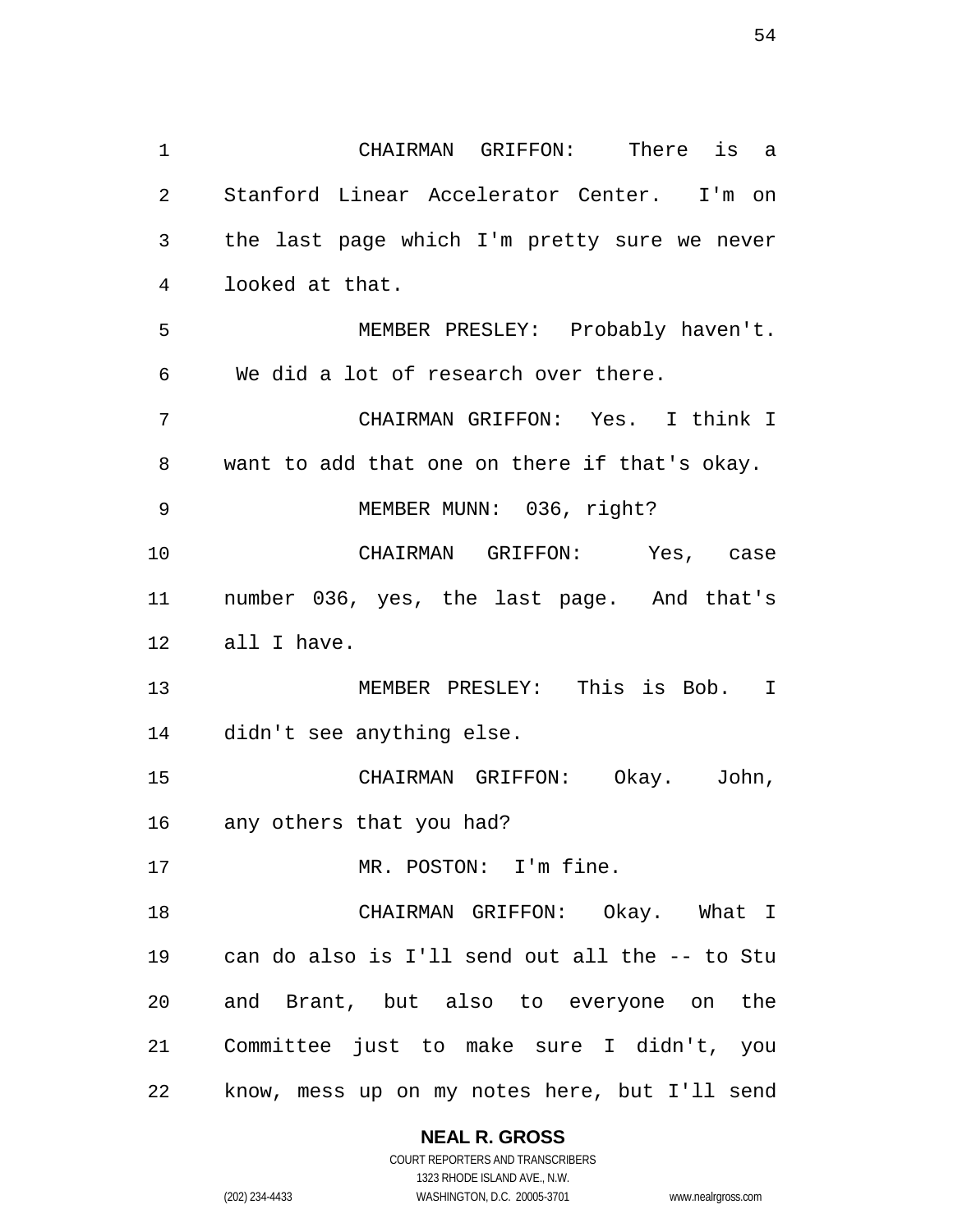CHAIRMAN GRIFFON: There is a Stanford Linear Accelerator Center. I'm on the last page which I'm pretty sure we never looked at that.

MEMBER PRESLEY: Probably haven't. We did a lot of research over there.

CHAIRMAN GRIFFON: Yes. I think I want to add that one on there if that's okay.

MEMBER MUNN: 036, right?

CHAIRMAN GRIFFON: Yes, case number 036, yes, the last page. And that's all I have.

MEMBER PRESLEY: This is Bob. I didn't see anything else.

CHAIRMAN GRIFFON: Okay. John, any others that you had?

MR. POSTON: I'm fine.

CHAIRMAN GRIFFON: Okay. What I can do also is I'll send out all the -- to Stu and Brant, but also to everyone on the Committee just to make sure I didn't, you know, mess up on my notes here, but I'll send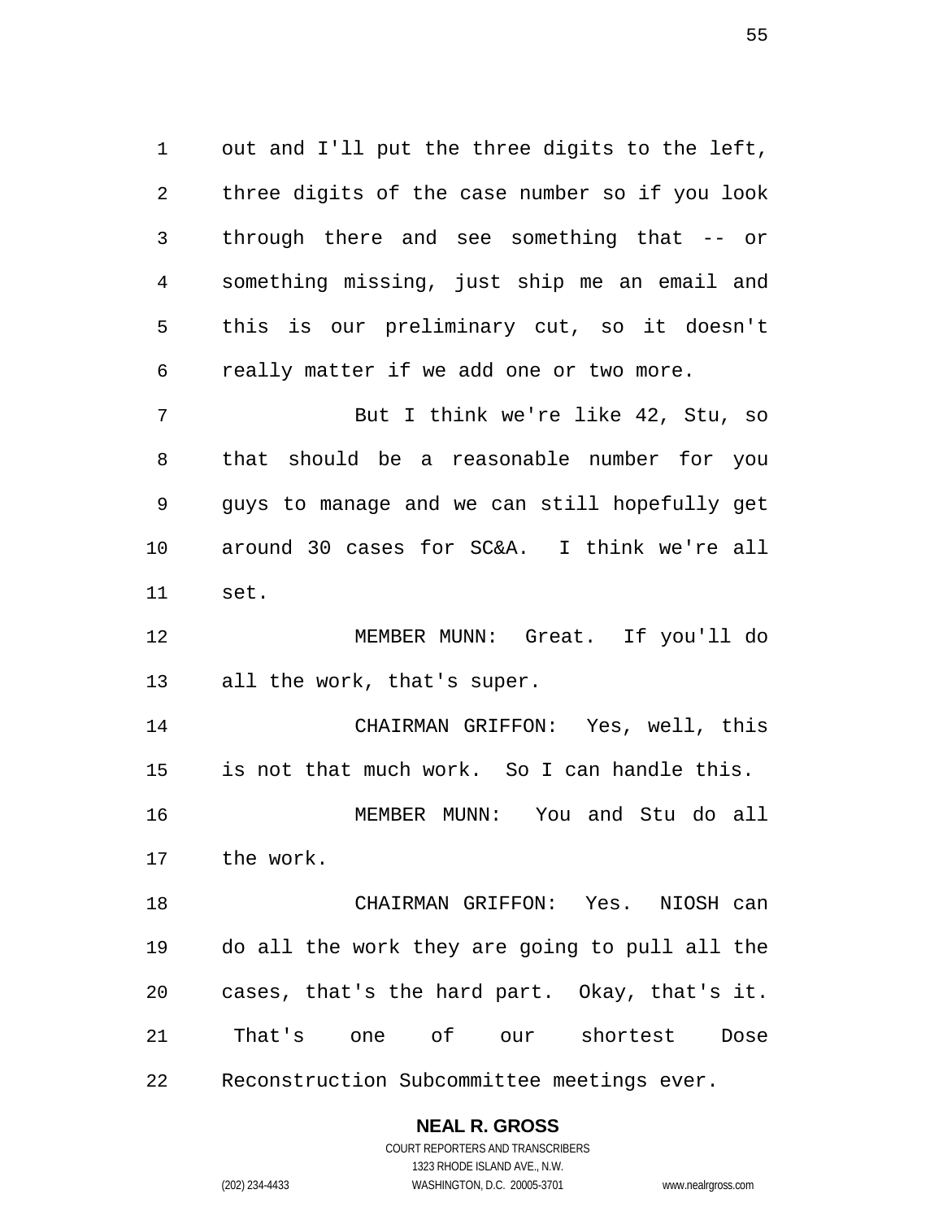out and I'll put the three digits to the left, three digits of the case number so if you look through there and see something that -- or something missing, just ship me an email and this is our preliminary cut, so it doesn't really matter if we add one or two more.

But I think we're like 42, Stu, so that should be a reasonable number for you guys to manage and we can still hopefully get around 30 cases for SC&A. I think we're all set.

MEMBER MUNN: Great. If you'll do all the work, that's super.

CHAIRMAN GRIFFON: Yes, well, this is not that much work. So I can handle this.

MEMBER MUNN: You and Stu do all the work.

CHAIRMAN GRIFFON: Yes. NIOSH can do all the work they are going to pull all the cases, that's the hard part. Okay, that's it. That's one of our shortest Dose Reconstruction Subcommittee meetings ever.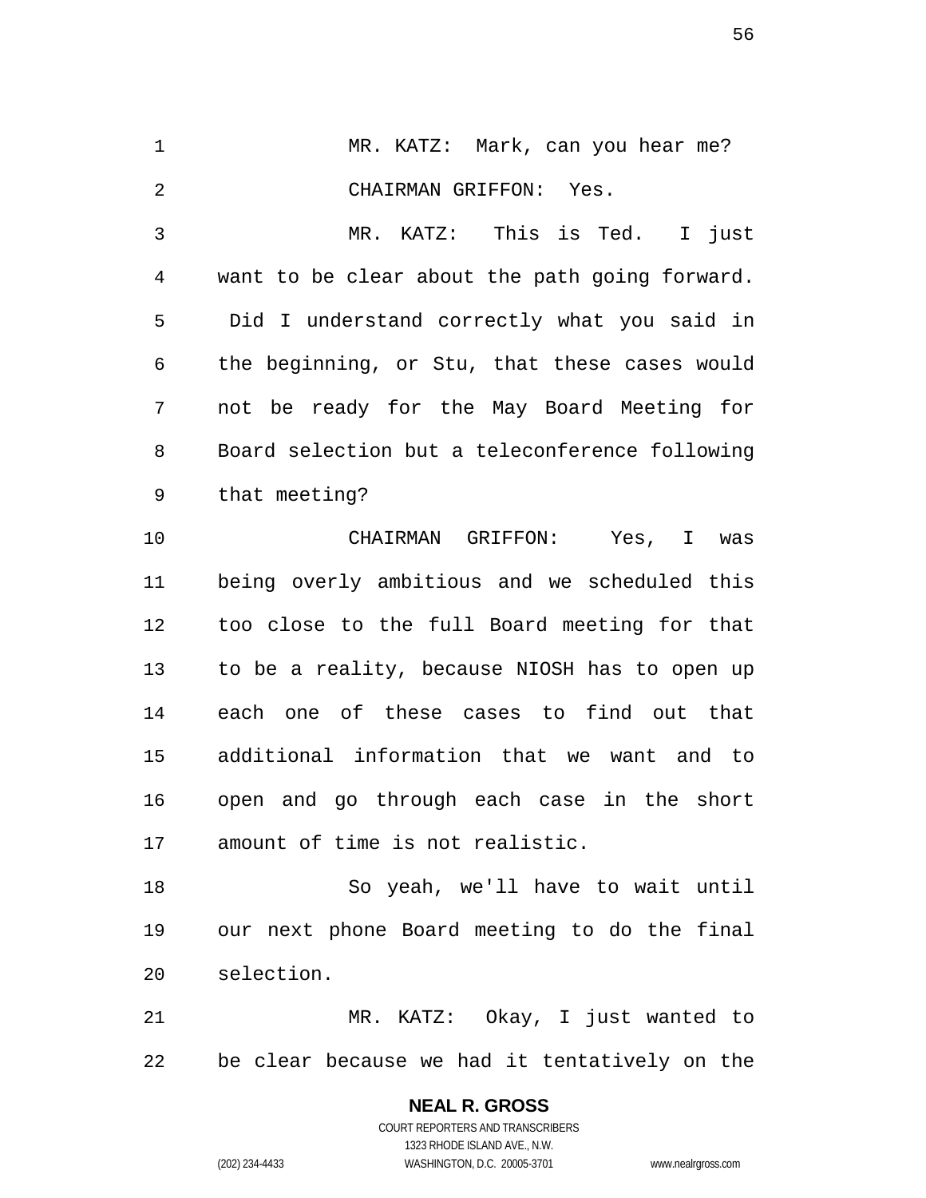MR. KATZ: Mark, can you hear me?

CHAIRMAN GRIFFON: Yes.

MR. KATZ: This is Ted. I just want to be clear about the path going forward. Did I understand correctly what you said in the beginning, or Stu, that these cases would not be ready for the May Board Meeting for Board selection but a teleconference following that meeting?

CHAIRMAN GRIFFON: Yes, I was being overly ambitious and we scheduled this too close to the full Board meeting for that to be a reality, because NIOSH has to open up each one of these cases to find out that additional information that we want and to open and go through each case in the short amount of time is not realistic.

So yeah, we'll have to wait until our next phone Board meeting to do the final selection.

MR. KATZ: Okay, I just wanted to be clear because we had it tentatively on the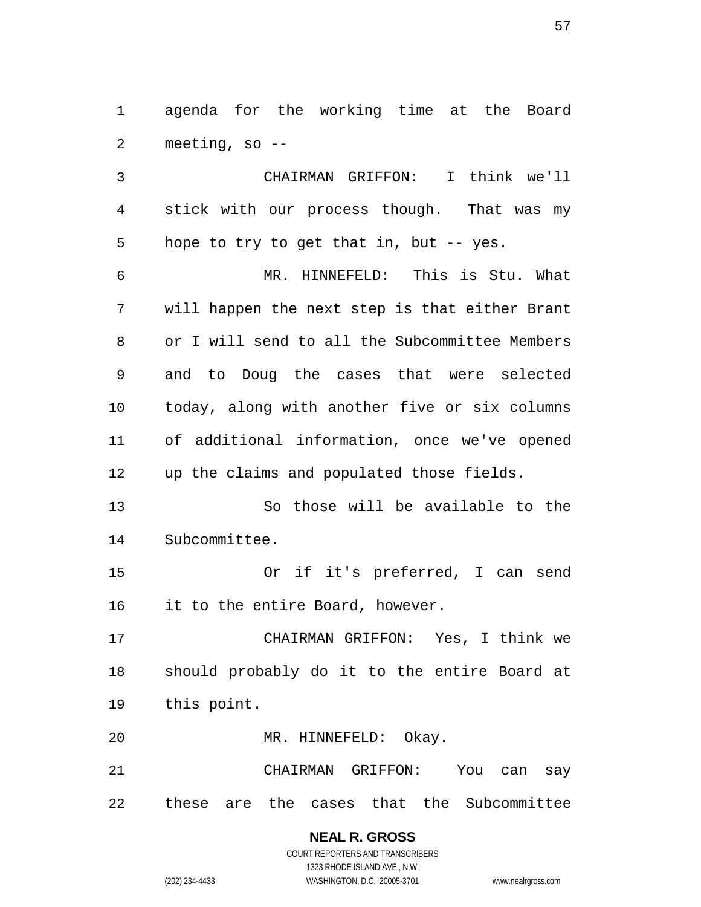agenda for the working time at the Board meeting, so --

CHAIRMAN GRIFFON: I think we'll stick with our process though. That was my hope to try to get that in, but -- yes.

MR. HINNEFELD: This is Stu. What will happen the next step is that either Brant or I will send to all the Subcommittee Members and to Doug the cases that were selected today, along with another five or six columns of additional information, once we've opened up the claims and populated those fields.

So those will be available to the Subcommittee.

Or if it's preferred, I can send it to the entire Board, however.

CHAIRMAN GRIFFON: Yes, I think we should probably do it to the entire Board at this point.

MR. HINNEFELD: Okay.

CHAIRMAN GRIFFON: You can say these are the cases that the Subcommittee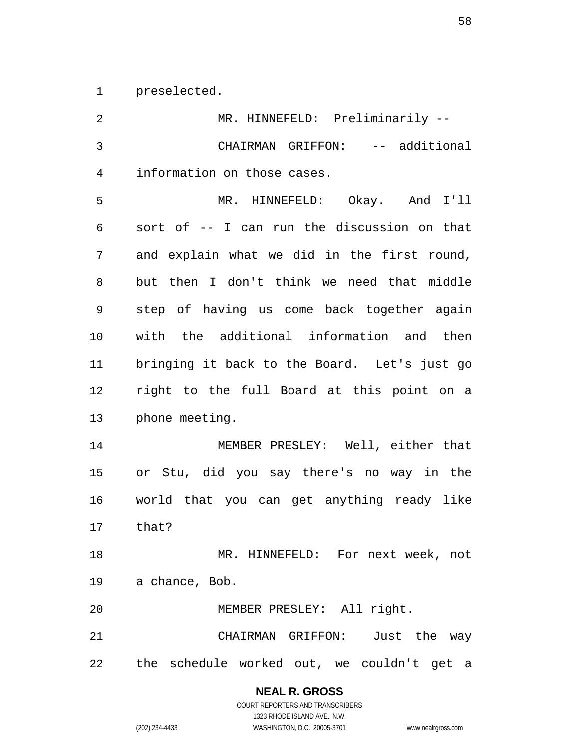preselected.

MR. HINNEFELD: Preliminarily --

CHAIRMAN GRIFFON: -- additional information on those cases.

MR. HINNEFELD: Okay. And I'll sort of -- I can run the discussion on that and explain what we did in the first round, but then I don't think we need that middle step of having us come back together again with the additional information and then bringing it back to the Board. Let's just go right to the full Board at this point on a phone meeting.

MEMBER PRESLEY: Well, either that or Stu, did you say there's no way in the world that you can get anything ready like that?

MR. HINNEFELD: For next week, not a chance, Bob.

MEMBER PRESLEY: All right.

CHAIRMAN GRIFFON: Just the way the schedule worked out, we couldn't get a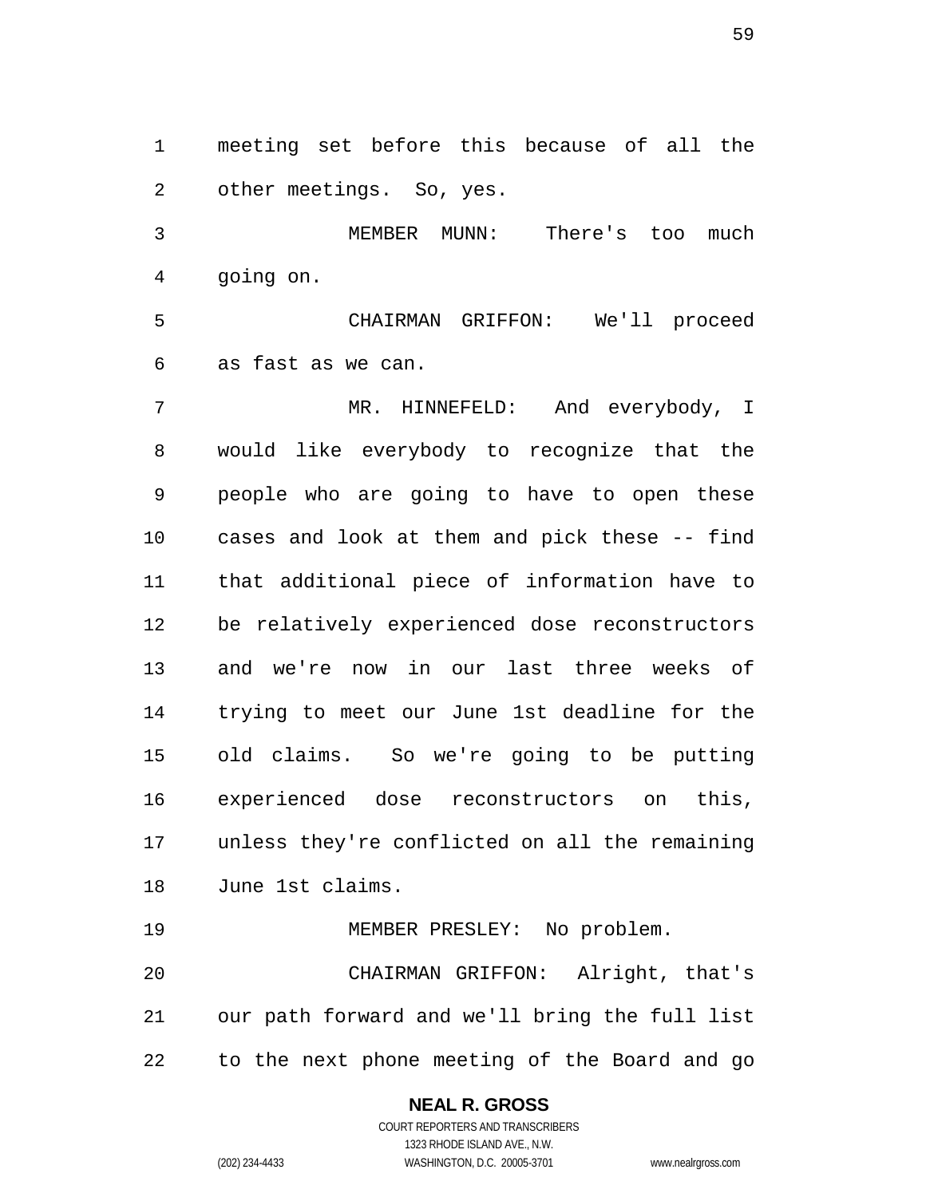meeting set before this because of all the other meetings. So, yes.

MEMBER MUNN: There's too much going on.

CHAIRMAN GRIFFON: We'll proceed as fast as we can.

MR. HINNEFELD: And everybody, I would like everybody to recognize that the people who are going to have to open these cases and look at them and pick these -- find that additional piece of information have to be relatively experienced dose reconstructors and we're now in our last three weeks of trying to meet our June 1st deadline for the old claims. So we're going to be putting experienced dose reconstructors on this, unless they're conflicted on all the remaining June 1st claims.

MEMBER PRESLEY: No problem.

CHAIRMAN GRIFFON: Alright, that's our path forward and we'll bring the full list to the next phone meeting of the Board and go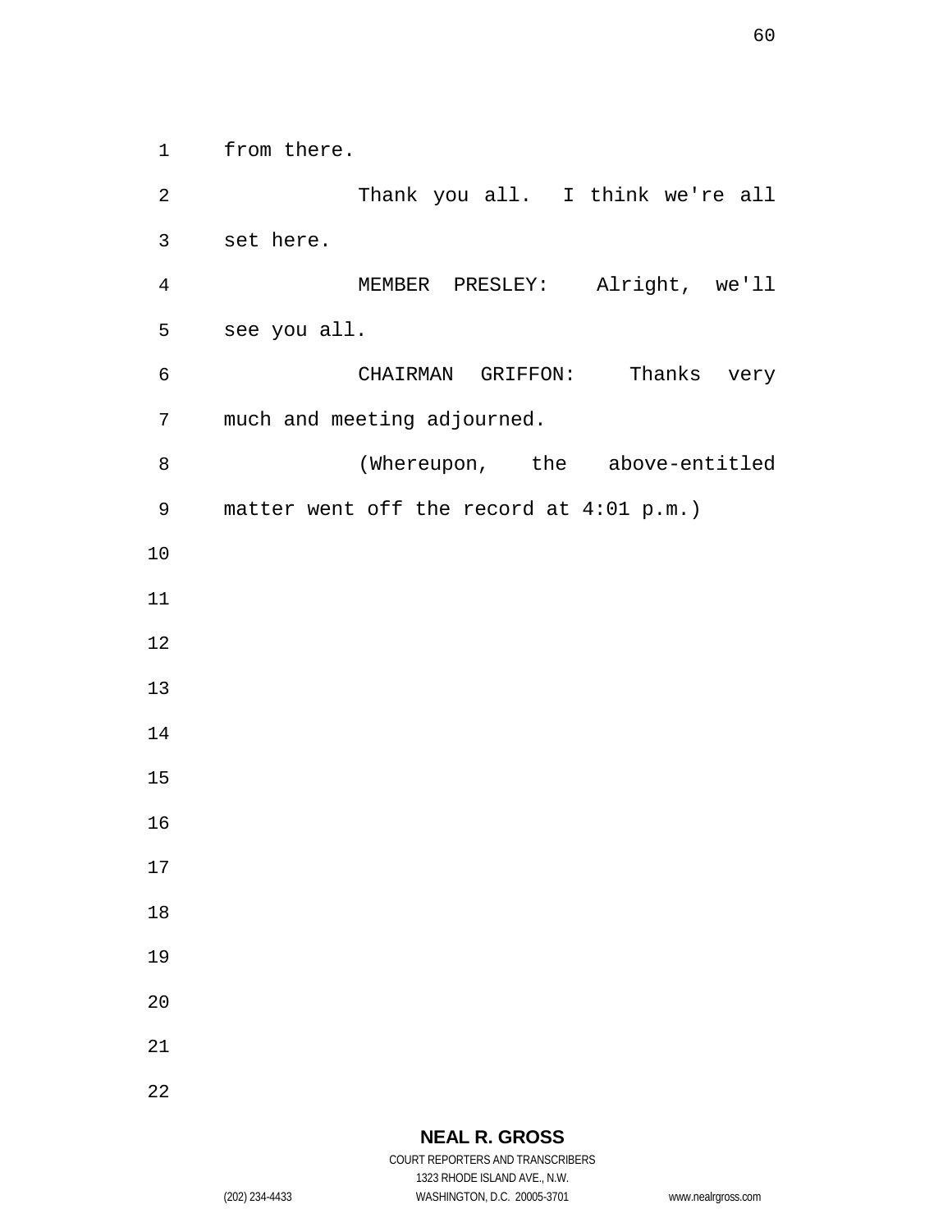from there.

Thank you all. I think we're all set here.

MEMBER PRESLEY: Alright, we'll see you all.

CHAIRMAN GRIFFON: Thanks very much and meeting adjourned.

(Whereupon, the above-entitled matter went off the record at 4:01 p.m.)